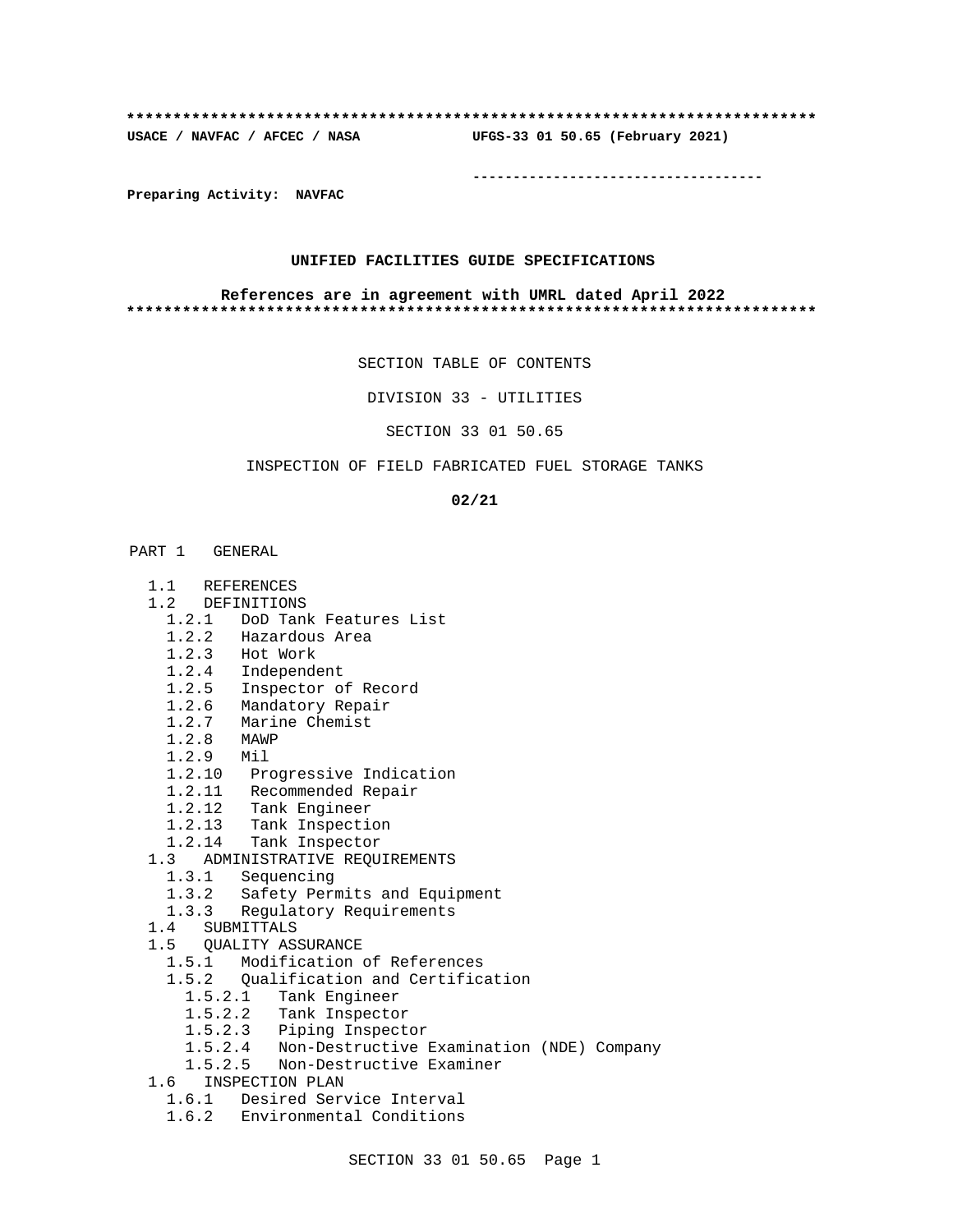**************************************************************************

**USACE / NAVFAC / AFCEC / NASA UFGS-33 01 50.65 (February 2021)**

-----------------------------------

**Preparing Activity: NAVFAC**

**UNIFIED FACILITIES GUIDE SPECIFICATIONS**

**References are in agreement with UMRL dated April 2022**

**************************************************************************

SECTION TABLE OF CONTENTS

DIVISION 33 - UTILITIES

SECTION 33 01 50.65

INSPECTION OF FIELD FABRICATED FUEL STORAGE TANKS

**02/21**

PART 1 GENERAL

- 1.1 REFERENCES
- 1.2 DEFINITIONS
  - 1.2.1 DoD Tank Features List
  - 1.2.2 Hazardous Area
  - 1.2.3 Hot Work
  - 1.2.4 Independent
  - 1.2.5 Inspector of Record
  - 1.2.6 Mandatory Repair
  - 1.2.7 Marine Chemist
  - 1.2.8 MAWP
  - 1.2.9 Mil
  - 1.2.10 Progressive Indication
  - 1.2.11 Recommended Repair
  - 1.2.12 Tank Engineer
  - 1.2.13 Tank Inspection
  - 1.2.14 Tank Inspector
- 1.3 ADMINISTRATIVE REQUIREMENTS
  - 1.3.1 Sequencing
  - 1.3.2 Safety Permits and Equipment
  - 1.3.3 Regulatory Requirements
- 1.4 SUBMITTALS
- 1.5 QUALITY ASSURANCE
  - 1.5.1 Modification of References
  - 1.5.2 Qualification and Certification
    - 1.5.2.1 Tank Engineer
    - 1.5.2.2 Tank Inspector
    - 1.5.2.3 Piping Inspector
    - 1.5.2.4 Non-Destructive Examination (NDE) Company
    - 1.5.2.5 Non-Destructive Examiner
- 1.6 INSPECTION PLAN
  - 1.6.1 Desired Service Interval
  - 1.6.2 Environmental Conditions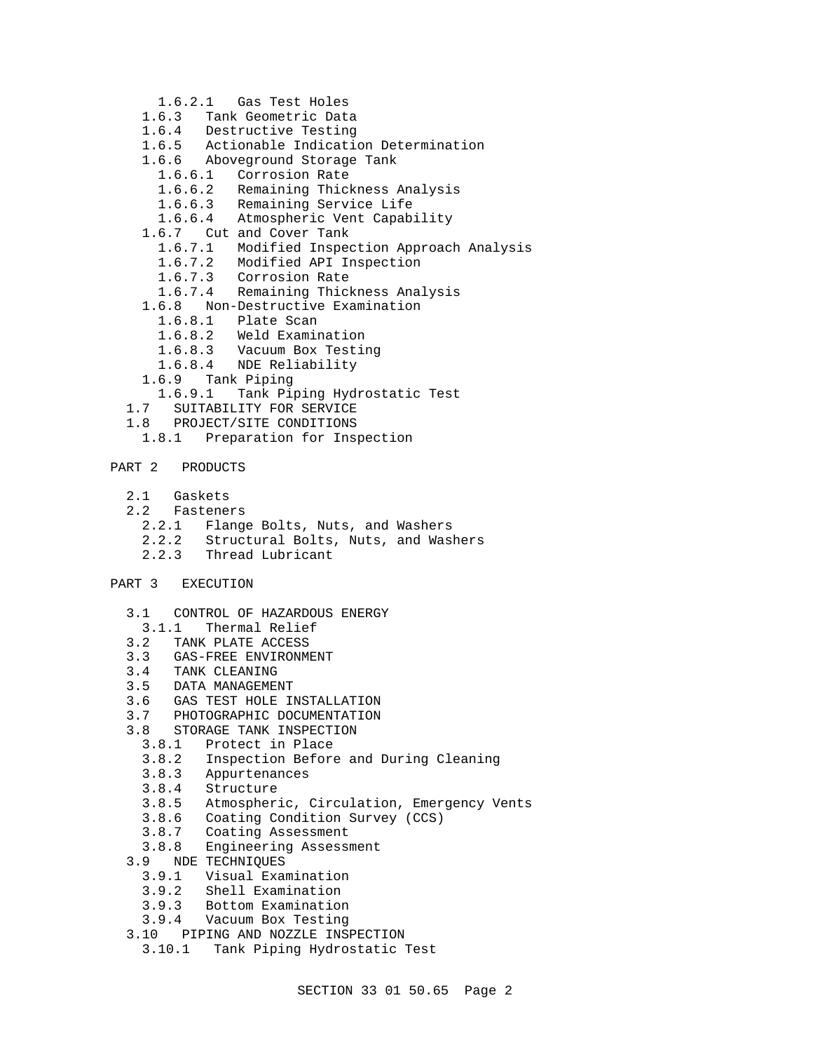1.6.2.1 Gas Test Holes
1.6.3 Tank Geometric Data
1.6.4 Destructive Testing
1.6.5 Actionable Indication Determination
1.6.6 Aboveground Storage Tank
1.6.6.1 Corrosion Rate
1.6.6.2 Remaining Thickness Analysis
1.6.6.3 Remaining Service Life
1.6.6.4 Atmospheric Vent Capability
1.6.7 Cut and Cover Tank
1.6.7.1 Modified Inspection Approach Analysis
1.6.7.2 Modified API Inspection
1.6.7.3 Corrosion Rate
1.6.7.4 Remaining Thickness Analysis
1.6.8 Non-Destructive Examination
1.6.8.1 Plate Scan
1.6.8.2 Weld Examination
1.6.8.3 Vacuum Box Testing
1.6.8.4 NDE Reliability
1.6.9 Tank Piping
1.6.9.1 Tank Piping Hydrostatic Test
1.7 SUITABILITY FOR SERVICE
1.8 PROJECT/SITE CONDITIONS
1.8.1 Preparation for Inspection

PART 2 PRODUCTS

2.1 Gaskets
2.2 Fasteners
2.2.1 Flange Bolts, Nuts, and Washers
2.2.2 Structural Bolts, Nuts, and Washers
2.2.3 Thread Lubricant

PART 3 EXECUTION

3.1 CONTROL OF HAZARDOUS ENERGY
3.1.1 Thermal Relief
3.2 TANK PLATE ACCESS
3.3 GAS-FREE ENVIRONMENT
3.4 TANK CLEANING
3.5 DATA MANAGEMENT
3.6 GAS TEST HOLE INSTALLATION
3.7 PHOTOGRAPHIC DOCUMENTATION
3.8 STORAGE TANK INSPECTION
3.8.1 Protect in Place
3.8.2 Inspection Before and During Cleaning
3.8.3 Appurtenances
3.8.4 Structure
3.8.5 Atmospheric, Circulation, Emergency Vents
3.8.6 Coating Condition Survey (CCS)
3.8.7 Coating Assessment
3.8.8 Engineering Assessment
3.9 NDE TECHNIQUES
3.9.1 Visual Examination
3.9.2 Shell Examination
3.9.3 Bottom Examination
3.9.4 Vacuum Box Testing
3.10 PIPING AND NOZZLE INSPECTION
3.10.1 Tank Piping Hydrostatic Test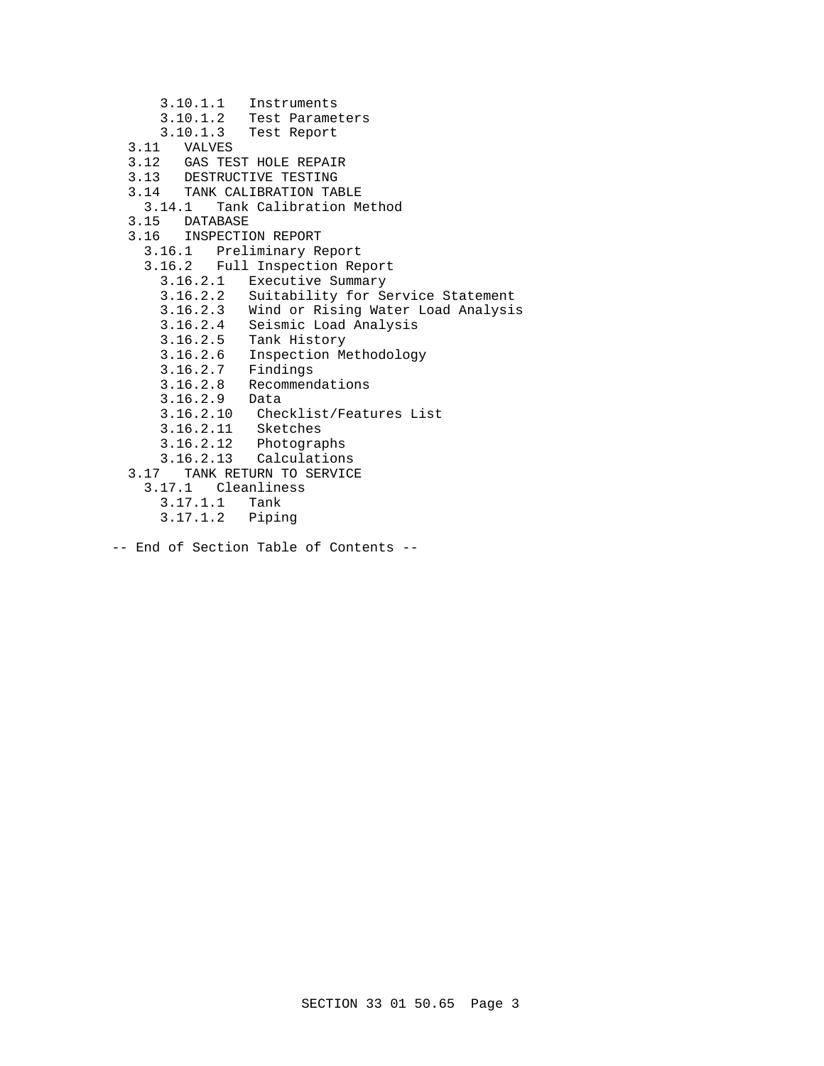3.10.1.1   Instruments
      3.10.1.2   Test Parameters
      3.10.1.3   Test Report
  3.11   VALVES
  3.12   GAS TEST HOLE REPAIR
  3.13   DESTRUCTIVE TESTING
  3.14   TANK CALIBRATION TABLE
    3.14.1   Tank Calibration Method
  3.15   DATABASE
  3.16   INSPECTION REPORT
    3.16.1   Preliminary Report
    3.16.2   Full Inspection Report
      3.16.2.1   Executive Summary
      3.16.2.2   Suitability for Service Statement
      3.16.2.3   Wind or Rising Water Load Analysis
      3.16.2.4   Seismic Load Analysis
      3.16.2.5   Tank History
      3.16.2.6   Inspection Methodology
      3.16.2.7   Findings
      3.16.2.8   Recommendations
      3.16.2.9   Data
      3.16.2.10   Checklist/Features List
      3.16.2.11   Sketches
      3.16.2.12   Photographs
      3.16.2.13   Calculations
  3.17   TANK RETURN TO SERVICE
    3.17.1   Cleanliness
      3.17.1.1   Tank
      3.17.1.2   Piping

-- End of Section Table of Contents --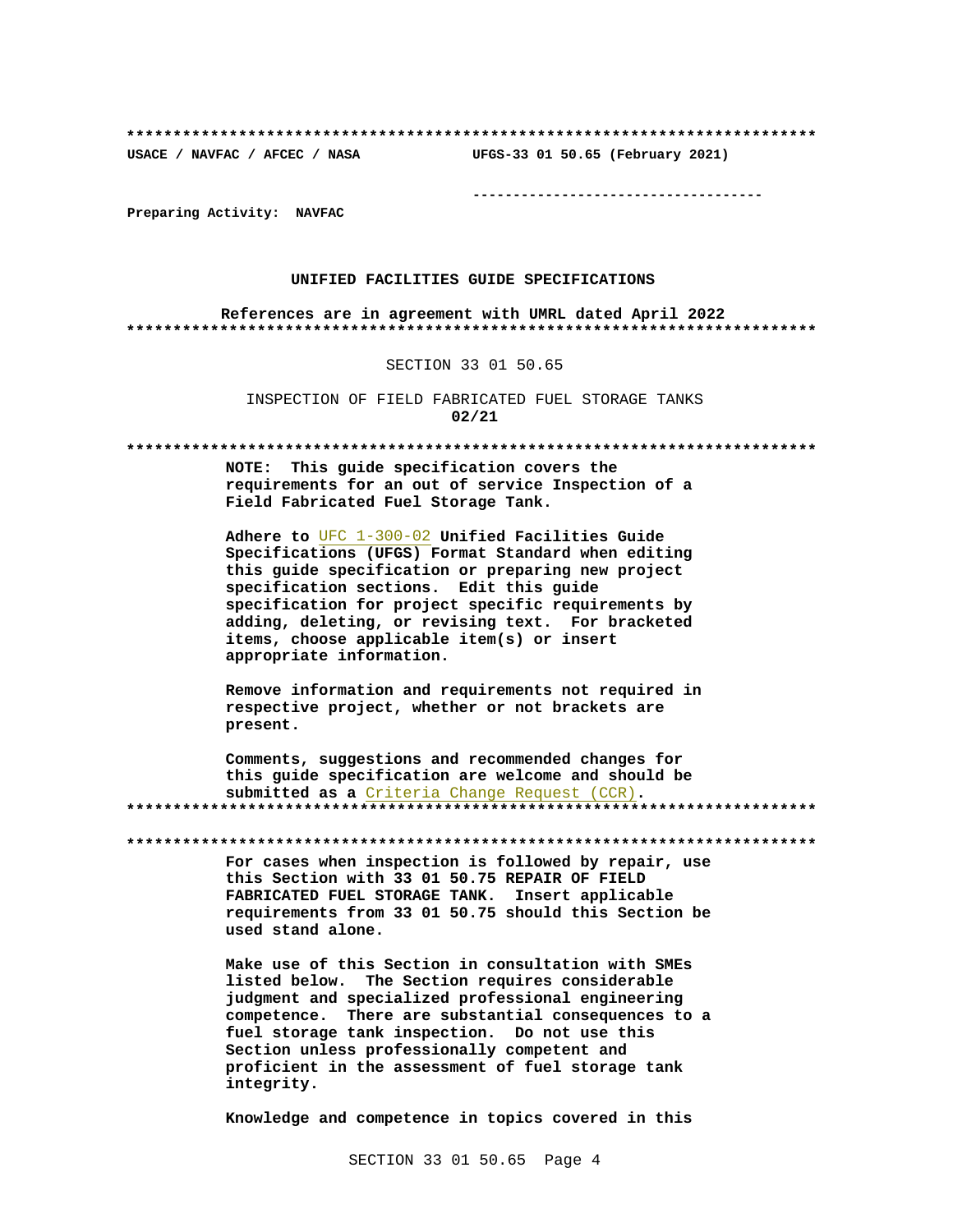**************************************************************************

USACE / NAVFAC / AFCEC / NASA UFGS-33 01 50.65 (February 2021)

-----------------------------------

Preparing Activity: NAVFAC

UNIFIED FACILITIES GUIDE SPECIFICATIONS

References are in agreement with UMRL dated April 2022

**************************************************************************

SECTION 33 01 50.65

INSPECTION OF FIELD FABRICATED FUEL STORAGE TANKS

**02/21**

**************************************************************************

**NOTE: This guide specification covers the requirements for an out of service Inspection of a Field Fabricated Fuel Storage Tank.**

**Adhere to** UFC 1-300-02 **Unified Facilities Guide Specifications (UFGS) Format Standard when editing this guide specification or preparing new project specification sections. Edit this guide specification for project specific requirements by adding, deleting, or revising text. For bracketed items, choose applicable item(s) or insert appropriate information.**

**Remove information and requirements not required in respective project, whether or not brackets are present.**

**Comments, suggestions and recommended changes for this guide specification are welcome and should be submitted as a** Criteria Change Request (CCR)**.**

**************************************************************************

**************************************************************************

**For cases when inspection is followed by repair, use this Section with 33 01 50.75 REPAIR OF FIELD FABRICATED FUEL STORAGE TANK. Insert applicable requirements from 33 01 50.75 should this Section be used stand alone.**

**Make use of this Section in consultation with SMEs listed below. The Section requires considerable judgment and specialized professional engineering competence. There are substantial consequences to a fuel storage tank inspection. Do not use this Section unless professionally competent and proficient in the assessment of fuel storage tank integrity.**

**Knowledge and competence in topics covered in this**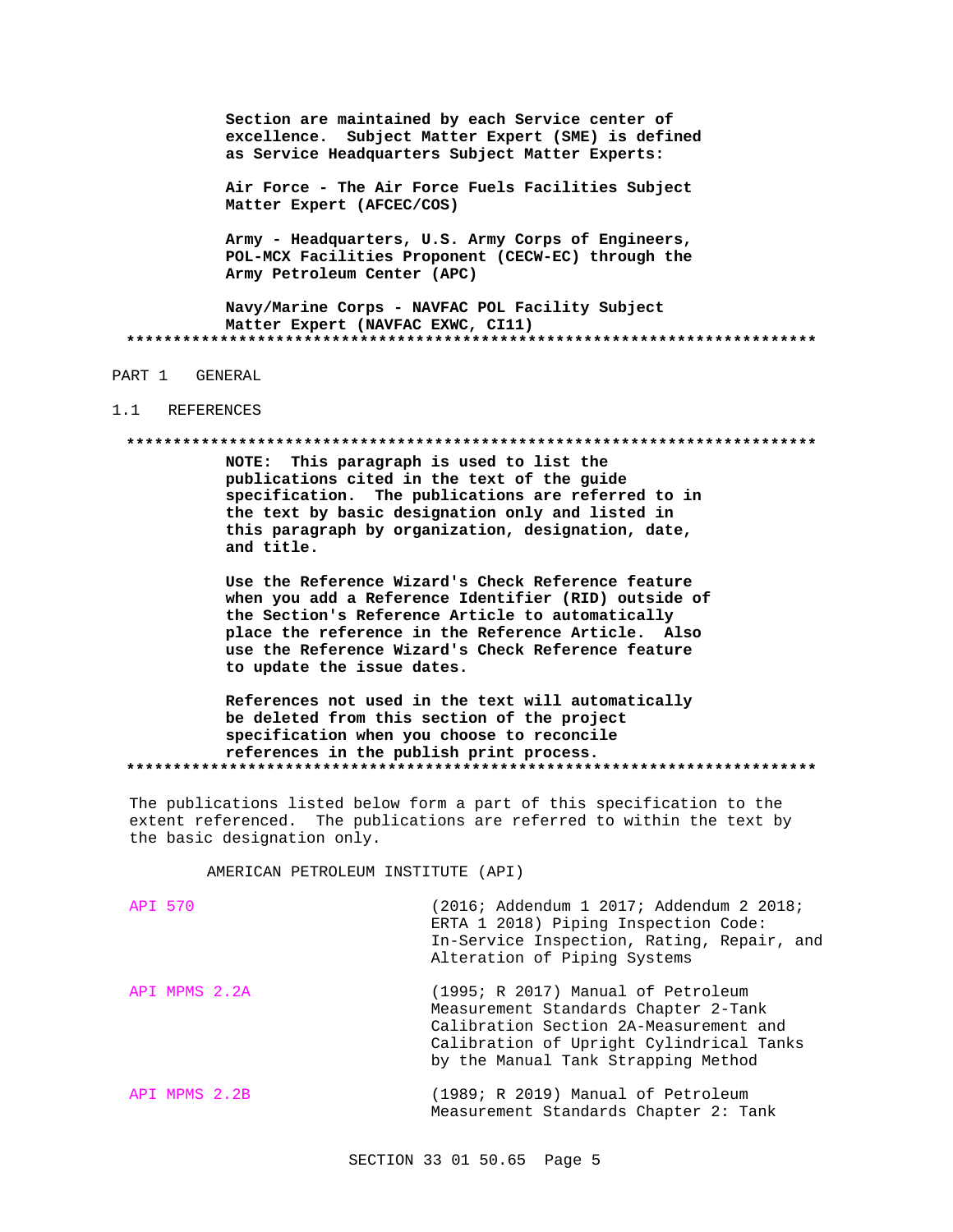**Section are maintained by each Service center of excellence. Subject Matter Expert (SME) is defined as Service Headquarters Subject Matter Experts:**

**Air Force - The Air Force Fuels Facilities Subject Matter Expert (AFCEC/COS)**

**Army - Headquarters, U.S. Army Corps of Engineers, POL-MCX Facilities Proponent (CECW-EC) through the Army Petroleum Center (APC)**

**Navy/Marine Corps - NAVFAC POL Facility Subject Matter Expert (NAVFAC EXWC, CI11)**

**************************************************************************

PART 1 GENERAL

1.1 REFERENCES

**************************************************************************

**NOTE: This paragraph is used to list the publications cited in the text of the guide specification. The publications are referred to in the text by basic designation only and listed in this paragraph by organization, designation, date, and title.**

**Use the Reference Wizard's Check Reference feature when you add a Reference Identifier (RID) outside of the Section's Reference Article to automatically place the reference in the Reference Article. Also use the Reference Wizard's Check Reference feature to update the issue dates.**

**References not used in the text will automatically be deleted from this section of the project specification when you choose to reconcile references in the publish print process.**

**************************************************************************

The publications listed below form a part of this specification to the extent referenced. The publications are referred to within the text by the basic designation only.

AMERICAN PETROLEUM INSTITUTE (API)

| | |
|---|---|
| API 570 | (2016; Addendum 1 2017; Addendum 2 2018; ERTA 1 2018) Piping Inspection Code: In-Service Inspection, Rating, Repair, and Alteration of Piping Systems |
| API MPMS 2.2A | (1995; R 2017) Manual of Petroleum Measurement Standards Chapter 2-Tank Calibration Section 2A-Measurement and Calibration of Upright Cylindrical Tanks by the Manual Tank Strapping Method |
| API MPMS 2.2B | (1989; R 2019) Manual of Petroleum Measurement Standards Chapter 2: Tank |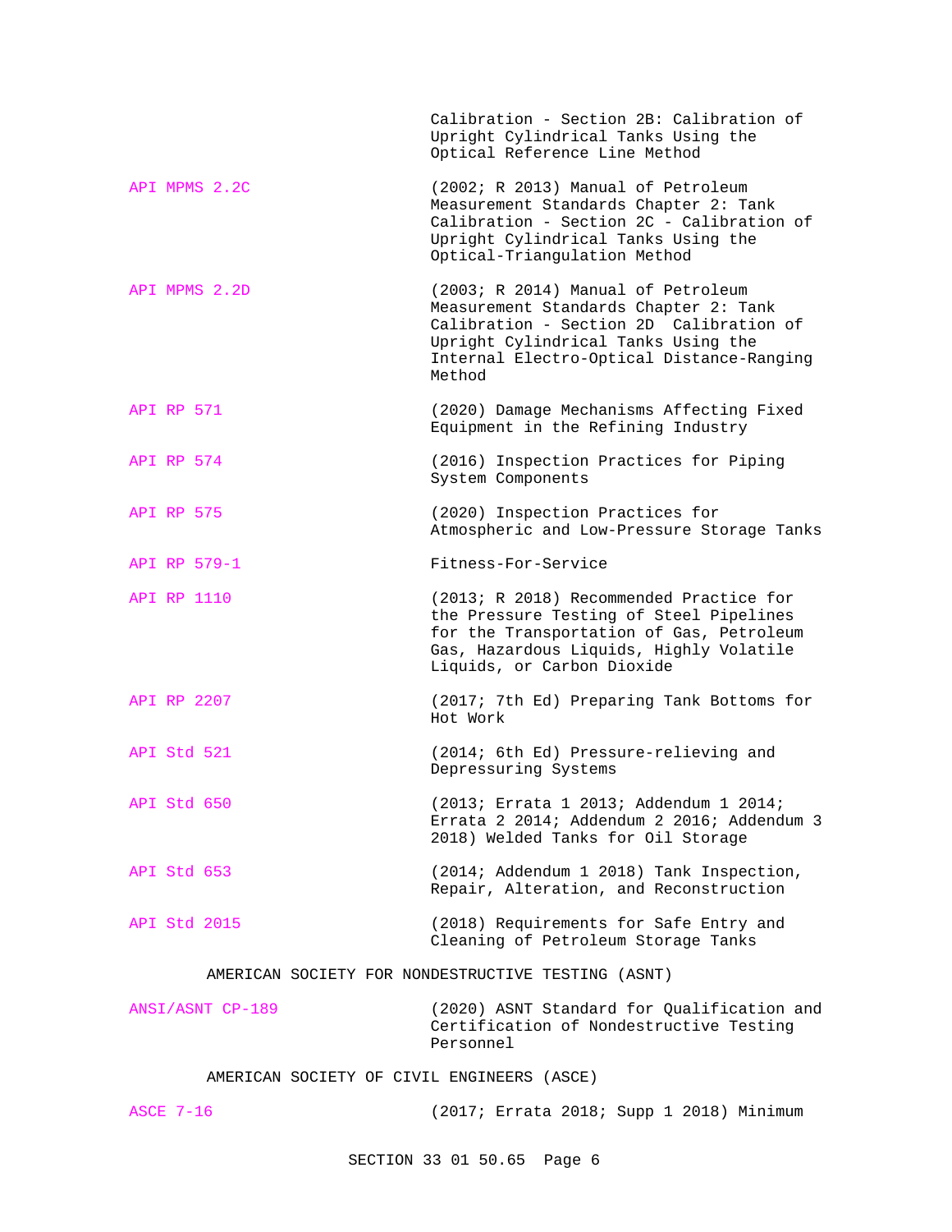| | |
|---|---|
| | Calibration - Section 2B: Calibration of Upright Cylindrical Tanks Using the Optical Reference Line Method |
| API MPMS 2.2C | (2002; R 2013) Manual of Petroleum Measurement Standards Chapter 2: Tank Calibration - Section 2C - Calibration of Upright Cylindrical Tanks Using the Optical-Triangulation Method |
| API MPMS 2.2D | (2003; R 2014) Manual of Petroleum Measurement Standards Chapter 2: Tank Calibration - Section 2D Calibration of Upright Cylindrical Tanks Using the Internal Electro-Optical Distance-Ranging Method |
| API RP 571 | (2020) Damage Mechanisms Affecting Fixed Equipment in the Refining Industry |
| API RP 574 | (2016) Inspection Practices for Piping System Components |
| API RP 575 | (2020) Inspection Practices for Atmospheric and Low-Pressure Storage Tanks |
| API RP 579-1 | Fitness-For-Service |
| API RP 1110 | (2013; R 2018) Recommended Practice for the Pressure Testing of Steel Pipelines for the Transportation of Gas, Petroleum Gas, Hazardous Liquids, Highly Volatile Liquids, or Carbon Dioxide |
| API RP 2207 | (2017; 7th Ed) Preparing Tank Bottoms for Hot Work |
| API Std 521 | (2014; 6th Ed) Pressure-relieving and Depressuring Systems |
| API Std 650 | (2013; Errata 1 2013; Addendum 1 2014; Errata 2 2014; Addendum 2 2016; Addendum 3 2018) Welded Tanks for Oil Storage |
| API Std 653 | (2014; Addendum 1 2018) Tank Inspection, Repair, Alteration, and Reconstruction |
| API Std 2015 | (2018) Requirements for Safe Entry and Cleaning of Petroleum Storage Tanks |

AMERICAN SOCIETY FOR NONDESTRUCTIVE TESTING (ASNT)

| | |
|---|---|
| ANSI/ASNT CP-189 | (2020) ASNT Standard for Qualification and Certification of Nondestructive Testing Personnel |

AMERICAN SOCIETY OF CIVIL ENGINEERS (ASCE)

| | |
|---|---|
| ASCE 7-16 | (2017; Errata 2018; Supp 1 2018) Minimum |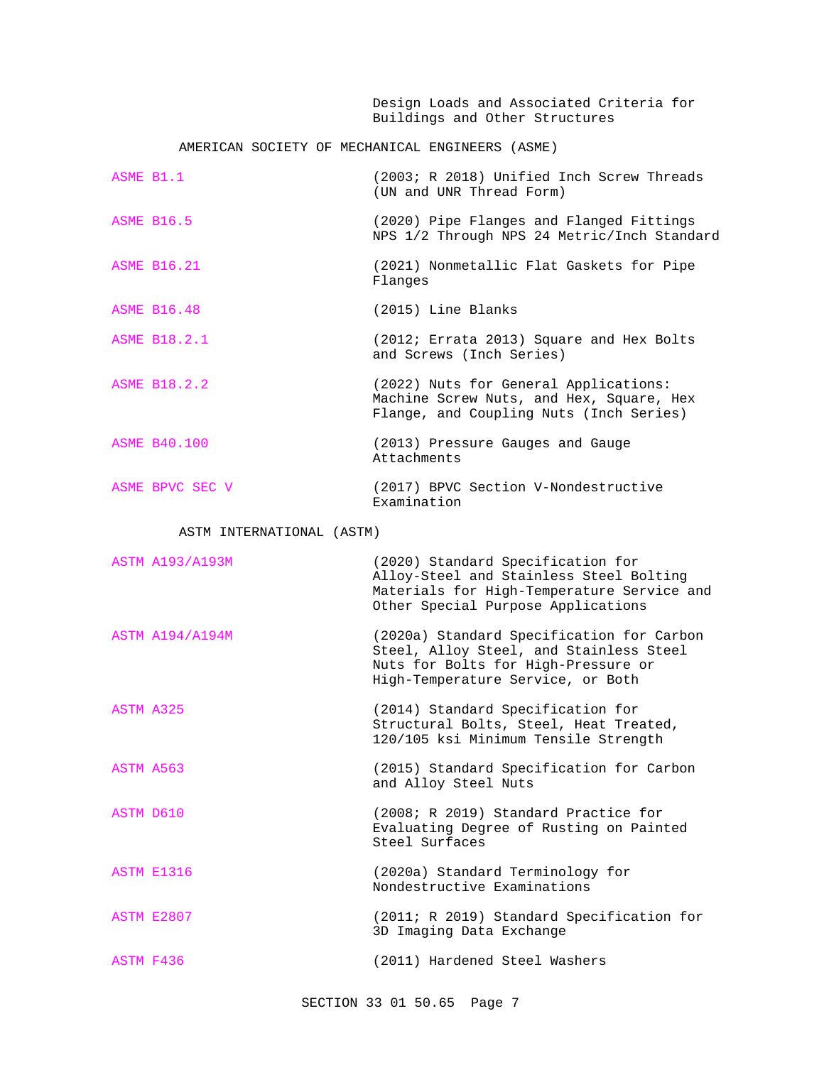Design Loads and Associated Criteria for Buildings and Other Structures

AMERICAN SOCIETY OF MECHANICAL ENGINEERS (ASME)

| | |
|---|---|
| ASME B1.1 | (2003; R 2018) Unified Inch Screw Threads (UN and UNR Thread Form) |
| ASME B16.5 | (2020) Pipe Flanges and Flanged Fittings NPS 1/2 Through NPS 24 Metric/Inch Standard |
| ASME B16.21 | (2021) Nonmetallic Flat Gaskets for Pipe Flanges |
| ASME B16.48 | (2015) Line Blanks |
| ASME B18.2.1 | (2012; Errata 2013) Square and Hex Bolts and Screws (Inch Series) |
| ASME B18.2.2 | (2022) Nuts for General Applications: Machine Screw Nuts, and Hex, Square, Hex Flange, and Coupling Nuts (Inch Series) |
| ASME B40.100 | (2013) Pressure Gauges and Gauge Attachments |
| ASME BPVC SEC V | (2017) BPVC Section V-Nondestructive Examination |

ASTM INTERNATIONAL (ASTM)

| | |
|---|---|
| ASTM A193/A193M | (2020) Standard Specification for Alloy-Steel and Stainless Steel Bolting Materials for High-Temperature Service and Other Special Purpose Applications |
| ASTM A194/A194M | (2020a) Standard Specification for Carbon Steel, Alloy Steel, and Stainless Steel Nuts for Bolts for High-Pressure or High-Temperature Service, or Both |
| ASTM A325 | (2014) Standard Specification for Structural Bolts, Steel, Heat Treated, 120/105 ksi Minimum Tensile Strength |
| ASTM A563 | (2015) Standard Specification for Carbon and Alloy Steel Nuts |
| ASTM D610 | (2008; R 2019) Standard Practice for Evaluating Degree of Rusting on Painted Steel Surfaces |
| ASTM E1316 | (2020a) Standard Terminology for Nondestructive Examinations |
| ASTM E2807 | (2011; R 2019) Standard Specification for 3D Imaging Data Exchange |
| ASTM F436 | (2011) Hardened Steel Washers |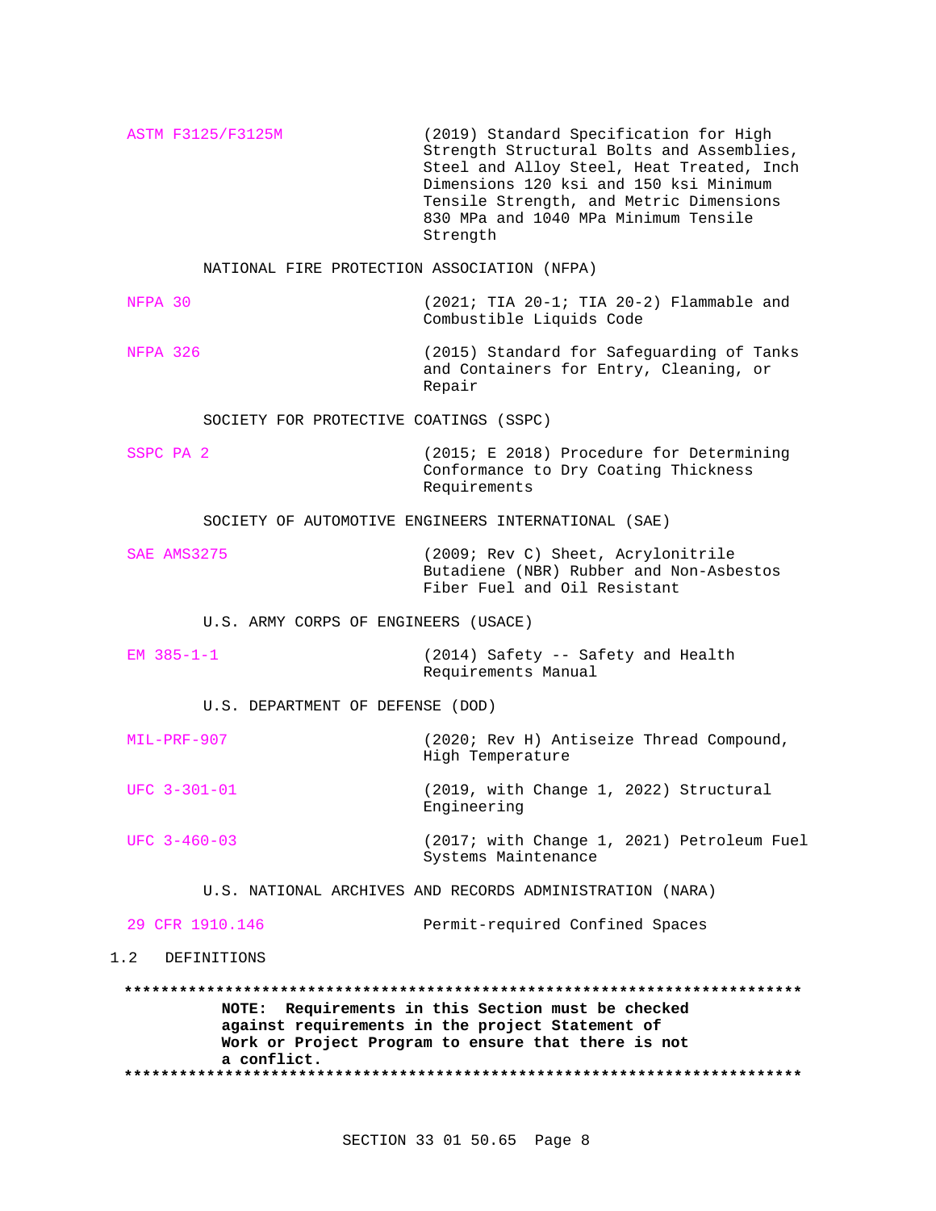ASTM F3125/F3125M (2019) Standard Specification for High Strength Structural Bolts and Assemblies, Steel and Alloy Steel, Heat Treated, Inch Dimensions 120 ksi and 150 ksi Minimum Tensile Strength, and Metric Dimensions 830 MPa and 1040 MPa Minimum Tensile Strength

NATIONAL FIRE PROTECTION ASSOCIATION (NFPA)

NFPA 30 (2021; TIA 20-1; TIA 20-2) Flammable and Combustible Liquids Code

NFPA 326 (2015) Standard for Safeguarding of Tanks and Containers for Entry, Cleaning, or Repair

SOCIETY FOR PROTECTIVE COATINGS (SSPC)

SSPC PA 2 (2015; E 2018) Procedure for Determining Conformance to Dry Coating Thickness Requirements

SOCIETY OF AUTOMOTIVE ENGINEERS INTERNATIONAL (SAE)

SAE AMS3275 (2009; Rev C) Sheet, Acrylonitrile Butadiene (NBR) Rubber and Non-Asbestos Fiber Fuel and Oil Resistant

U.S. ARMY CORPS OF ENGINEERS (USACE)

EM 385-1-1 (2014) Safety -- Safety and Health Requirements Manual

U.S. DEPARTMENT OF DEFENSE (DOD)

MIL-PRF-907 (2020; Rev H) Antiseize Thread Compound, High Temperature

UFC 3-301-01 (2019, with Change 1, 2022) Structural Engineering

UFC 3-460-03 (2017; with Change 1, 2021) Petroleum Fuel Systems Maintenance

U.S. NATIONAL ARCHIVES AND RECORDS ADMINISTRATION (NARA)

29 CFR 1910.146 Permit-required Confined Spaces

## 1.2 DEFINITIONS

**************************************************************************
**NOTE: Requirements in this Section must be checked against requirements in the project Statement of Work or Project Program to ensure that there is not a conflict.**
**************************************************************************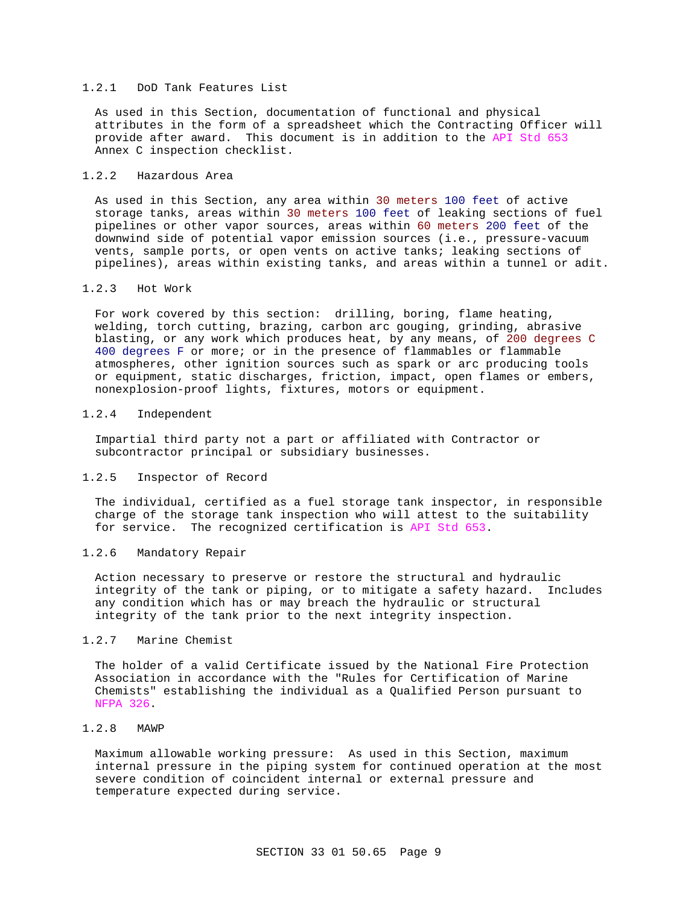### 1.2.1 DoD Tank Features List

As used in this Section, documentation of functional and physical attributes in the form of a spreadsheet which the Contracting Officer will provide after award. This document is in addition to the API Std 653 Annex C inspection checklist.

### 1.2.2 Hazardous Area

As used in this Section, any area within 30 meters 100 feet of active storage tanks, areas within 30 meters 100 feet of leaking sections of fuel pipelines or other vapor sources, areas within 60 meters 200 feet of the downwind side of potential vapor emission sources (i.e., pressure-vacuum vents, sample ports, or open vents on active tanks; leaking sections of pipelines), areas within existing tanks, and areas within a tunnel or adit.

### 1.2.3 Hot Work

For work covered by this section: drilling, boring, flame heating, welding, torch cutting, brazing, carbon arc gouging, grinding, abrasive blasting, or any work which produces heat, by any means, of 200 degrees C 400 degrees F or more; or in the presence of flammables or flammable atmospheres, other ignition sources such as spark or arc producing tools or equipment, static discharges, friction, impact, open flames or embers, nonexplosion-proof lights, fixtures, motors or equipment.

### 1.2.4 Independent

Impartial third party not a part or affiliated with Contractor or subcontractor principal or subsidiary businesses.

### 1.2.5 Inspector of Record

The individual, certified as a fuel storage tank inspector, in responsible charge of the storage tank inspection who will attest to the suitability for service. The recognized certification is API Std 653.

### 1.2.6 Mandatory Repair

Action necessary to preserve or restore the structural and hydraulic integrity of the tank or piping, or to mitigate a safety hazard. Includes any condition which has or may breach the hydraulic or structural integrity of the tank prior to the next integrity inspection.

### 1.2.7 Marine Chemist

The holder of a valid Certificate issued by the National Fire Protection Association in accordance with the "Rules for Certification of Marine Chemists" establishing the individual as a Qualified Person pursuant to NFPA 326.

### 1.2.8 MAWP

Maximum allowable working pressure: As used in this Section, maximum internal pressure in the piping system for continued operation at the most severe condition of coincident internal or external pressure and temperature expected during service.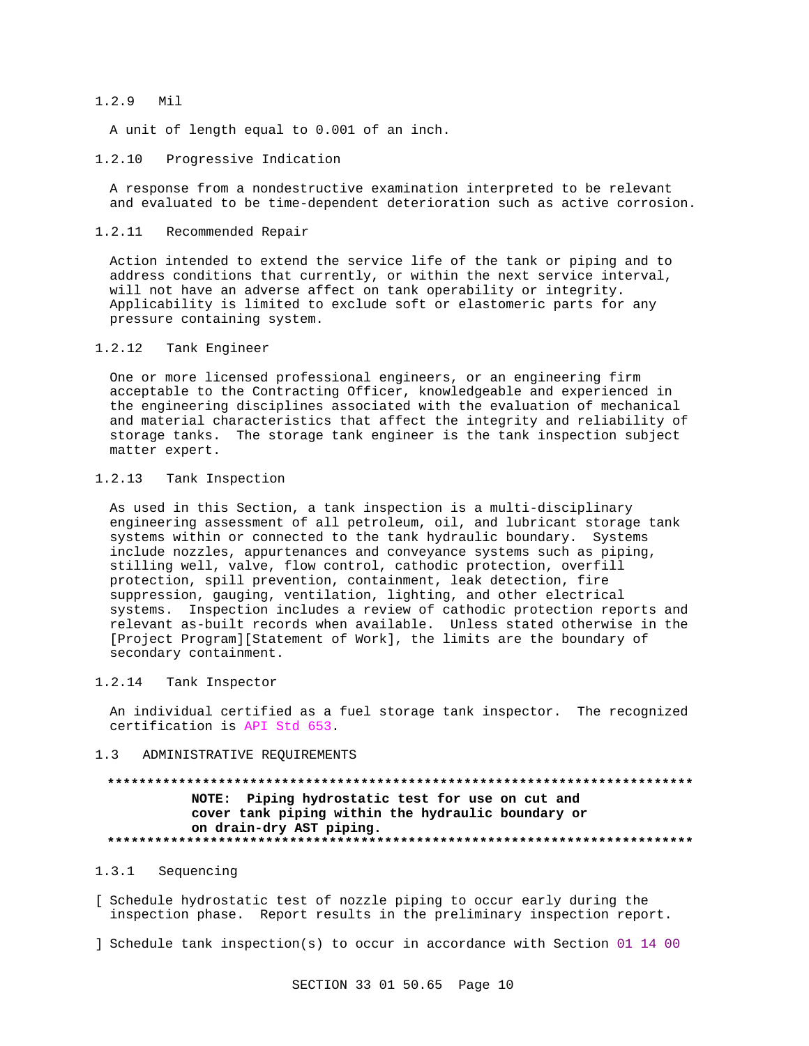#### 1.2.9 Mil

A unit of length equal to 0.001 of an inch.

#### 1.2.10 Progressive Indication

A response from a nondestructive examination interpreted to be relevant and evaluated to be time-dependent deterioration such as active corrosion.

#### 1.2.11 Recommended Repair

Action intended to extend the service life of the tank or piping and to address conditions that currently, or within the next service interval, will not have an adverse affect on tank operability or integrity. Applicability is limited to exclude soft or elastomeric parts for any pressure containing system.

#### 1.2.12 Tank Engineer

One or more licensed professional engineers, or an engineering firm acceptable to the Contracting Officer, knowledgeable and experienced in the engineering disciplines associated with the evaluation of mechanical and material characteristics that affect the integrity and reliability of storage tanks. The storage tank engineer is the tank inspection subject matter expert.

#### 1.2.13 Tank Inspection

As used in this Section, a tank inspection is a multi-disciplinary engineering assessment of all petroleum, oil, and lubricant storage tank systems within or connected to the tank hydraulic boundary. Systems include nozzles, appurtenances and conveyance systems such as piping, stilling well, valve, flow control, cathodic protection, overfill protection, spill prevention, containment, leak detection, fire suppression, gauging, ventilation, lighting, and other electrical systems. Inspection includes a review of cathodic protection reports and relevant as-built records when available. Unless stated otherwise in the [Project Program][Statement of Work], the limits are the boundary of secondary containment.

#### 1.2.14 Tank Inspector

An individual certified as a fuel storage tank inspector. The recognized certification is API Std 653.

### 1.3 ADMINISTRATIVE REQUIREMENTS

**************************************************************************
**NOTE: Piping hydrostatic test for use on cut and cover tank piping within the hydraulic boundary or on drain-dry AST piping.**
**************************************************************************

#### 1.3.1 Sequencing

[ Schedule hydrostatic test of nozzle piping to occur early during the inspection phase. Report results in the preliminary inspection report.

] Schedule tank inspection(s) to occur in accordance with Section 01 14 00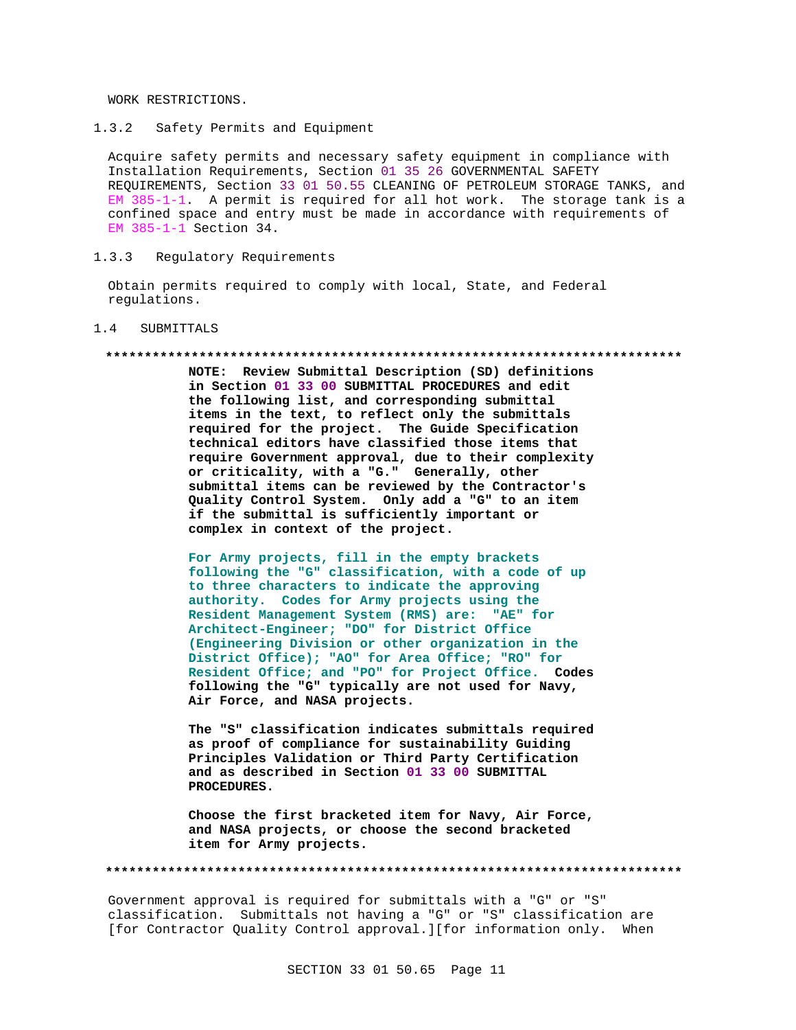WORK RESTRICTIONS.

### 1.3.2 Safety Permits and Equipment

Acquire safety permits and necessary safety equipment in compliance with Installation Requirements, Section 01 35 26 GOVERNMENTAL SAFETY REQUIREMENTS, Section 33 01 50.55 CLEANING OF PETROLEUM STORAGE TANKS, and EM 385-1-1. A permit is required for all hot work. The storage tank is a confined space and entry must be made in accordance with requirements of EM 385-1-1 Section 34.

### 1.3.3 Regulatory Requirements

Obtain permits required to comply with local, State, and Federal regulations.

## 1.4 SUBMITTALS

**************************************************************************

**NOTE: Review Submittal Description (SD) definitions in Section 01 33 00 SUBMITTAL PROCEDURES and edit the following list, and corresponding submittal items in the text, to reflect only the submittals required for the project. The Guide Specification technical editors have classified those items that require Government approval, due to their complexity or criticality, with a "G." Generally, other submittal items can be reviewed by the Contractor's Quality Control System. Only add a "G" to an item if the submittal is sufficiently important or complex in context of the project.**

**For Army projects, fill in the empty brackets following the "G" classification, with a code of up to three characters to indicate the approving authority. Codes for Army projects using the Resident Management System (RMS) are: "AE" for Architect-Engineer; "DO" for District Office (Engineering Division or other organization in the District Office); "AO" for Area Office; "RO" for Resident Office; and "PO" for Project Office. Codes following the "G" typically are not used for Navy, Air Force, and NASA projects.**

**The "S" classification indicates submittals required as proof of compliance for sustainability Guiding Principles Validation or Third Party Certification and as described in Section 01 33 00 SUBMITTAL PROCEDURES.**

**Choose the first bracketed item for Navy, Air Force, and NASA projects, or choose the second bracketed item for Army projects.**

**************************************************************************

Government approval is required for submittals with a "G" or "S" classification. Submittals not having a "G" or "S" classification are [for Contractor Quality Control approval.][for information only. When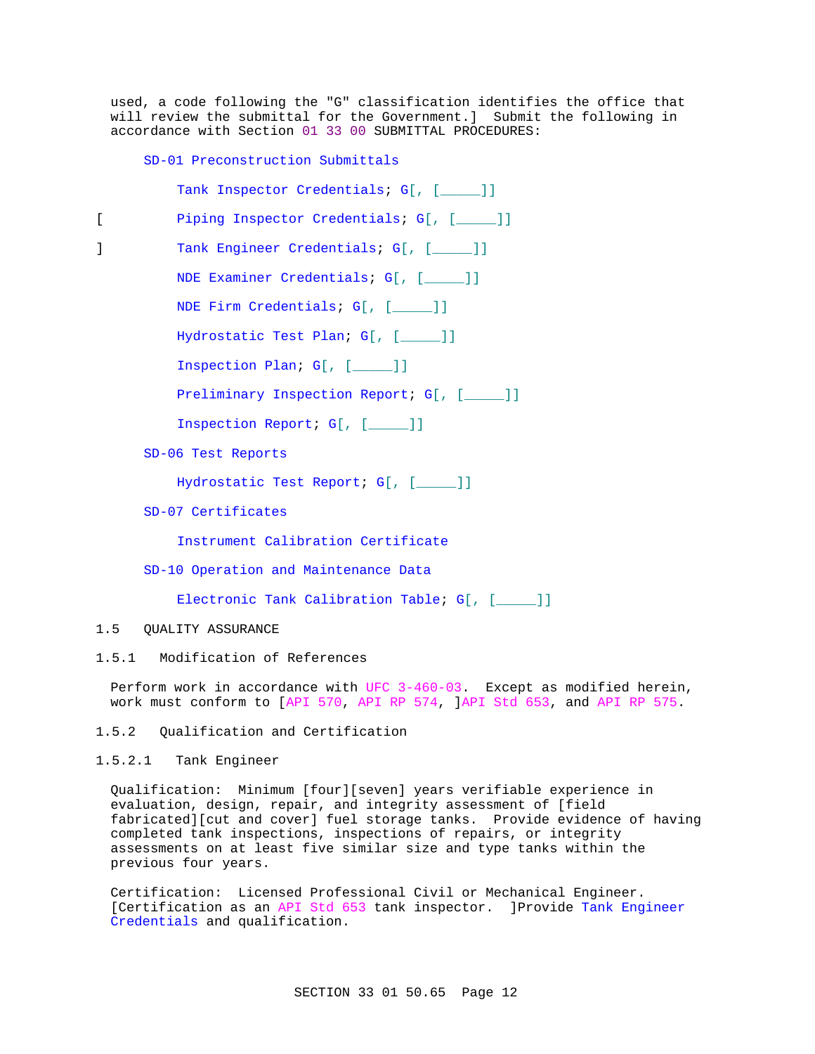used, a code following the "G" classification identifies the office that will review the submittal for the Government.] Submit the following in accordance with Section 01 33 00 SUBMITTAL PROCEDURES:

SD-01 Preconstruction Submittals

Tank Inspector Credentials; G[, [_____]]

[ Piping Inspector Credentials; G[, [_____]]

] Tank Engineer Credentials; G[, [_____]]

NDE Examiner Credentials; G[, [_____]]

NDE Firm Credentials; G[, [_____]]

Hydrostatic Test Plan; G[, [_____]]

Inspection Plan; G[, [_____]]

Preliminary Inspection Report; G[, [_____]]

Inspection Report; G[, [_____]]

SD-06 Test Reports

Hydrostatic Test Report; G[, [_____]]

SD-07 Certificates

Instrument Calibration Certificate

SD-10 Operation and Maintenance Data

Electronic Tank Calibration Table; G[, [_____]]

## 1.5 QUALITY ASSURANCE

### 1.5.1 Modification of References

Perform work in accordance with UFC 3-460-03. Except as modified herein, work must conform to [API 570, API RP 574, ]API Std 653, and API RP 575.

### 1.5.2 Qualification and Certification

#### 1.5.2.1 Tank Engineer

Qualification: Minimum [four][seven] years verifiable experience in evaluation, design, repair, and integrity assessment of [field fabricated][cut and cover] fuel storage tanks. Provide evidence of having completed tank inspections, inspections of repairs, or integrity assessments on at least five similar size and type tanks within the previous four years.

Certification: Licensed Professional Civil or Mechanical Engineer. [Certification as an API Std 653 tank inspector. ]Provide Tank Engineer Credentials and qualification.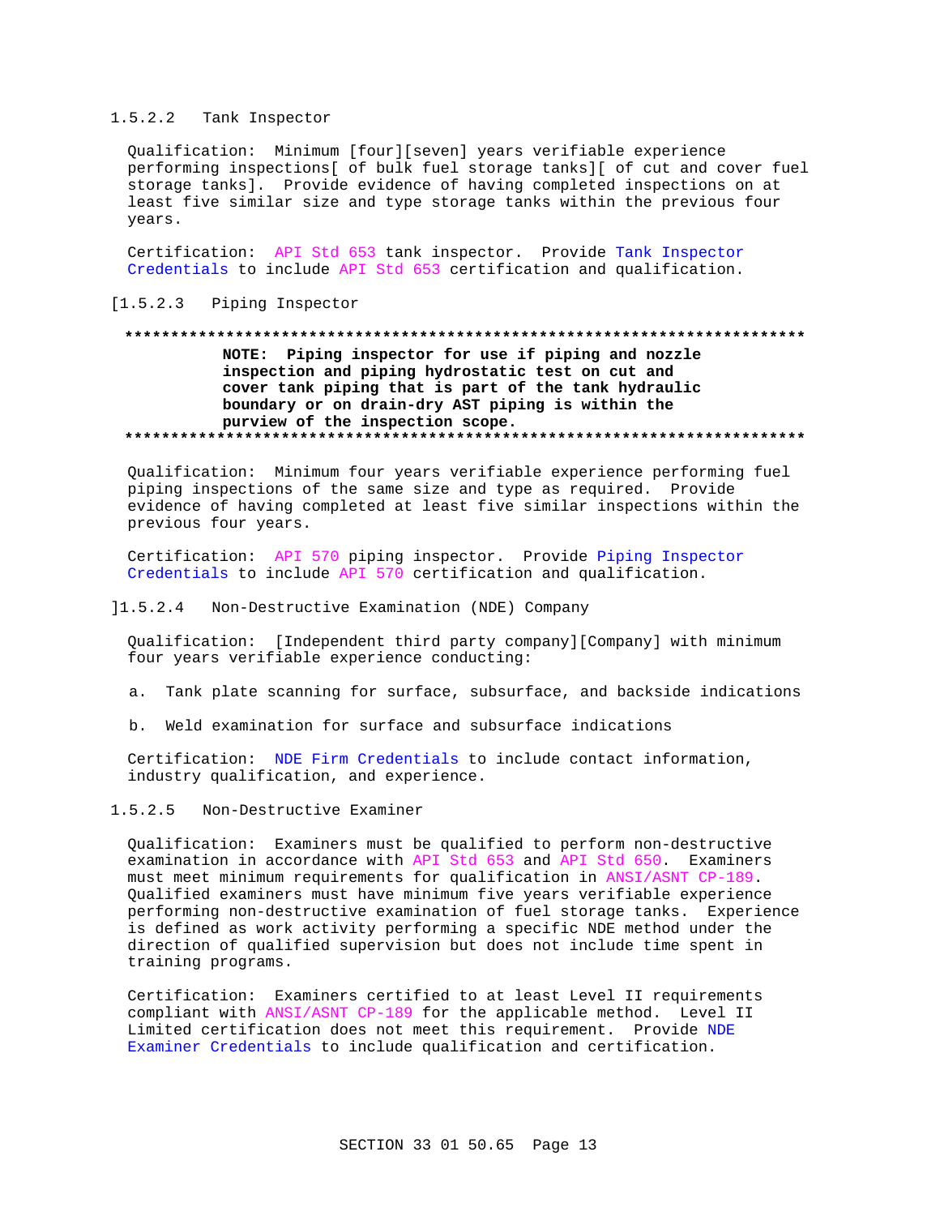#### 1.5.2.2 Tank Inspector

Qualification: Minimum [four][seven] years verifiable experience performing inspections[ of bulk fuel storage tanks][ of cut and cover fuel storage tanks]. Provide evidence of having completed inspections on at least five similar size and type storage tanks within the previous four years.

Certification: API Std 653 tank inspector. Provide Tank Inspector Credentials to include API Std 653 certification and qualification.

[1.5.2.3 Piping Inspector

**************************************************************************

**NOTE: Piping inspector for use if piping and nozzle inspection and piping hydrostatic test on cut and cover tank piping that is part of the tank hydraulic boundary or on drain-dry AST piping is within the purview of the inspection scope.**

**************************************************************************

Qualification: Minimum four years verifiable experience performing fuel piping inspections of the same size and type as required. Provide evidence of having completed at least five similar inspections within the previous four years.

Certification: API 570 piping inspector. Provide Piping Inspector Credentials to include API 570 certification and qualification.

]1.5.2.4 Non-Destructive Examination (NDE) Company

Qualification: [Independent third party company][Company] with minimum four years verifiable experience conducting:

a. Tank plate scanning for surface, subsurface, and backside indications

b. Weld examination for surface and subsurface indications

Certification: NDE Firm Credentials to include contact information, industry qualification, and experience.

#### 1.5.2.5 Non-Destructive Examiner

Qualification: Examiners must be qualified to perform non-destructive examination in accordance with API Std 653 and API Std 650. Examiners must meet minimum requirements for qualification in ANSI/ASNT CP-189. Qualified examiners must have minimum five years verifiable experience performing non-destructive examination of fuel storage tanks. Experience is defined as work activity performing a specific NDE method under the direction of qualified supervision but does not include time spent in training programs.

Certification: Examiners certified to at least Level II requirements compliant with ANSI/ASNT CP-189 for the applicable method. Level II Limited certification does not meet this requirement. Provide NDE Examiner Credentials to include qualification and certification.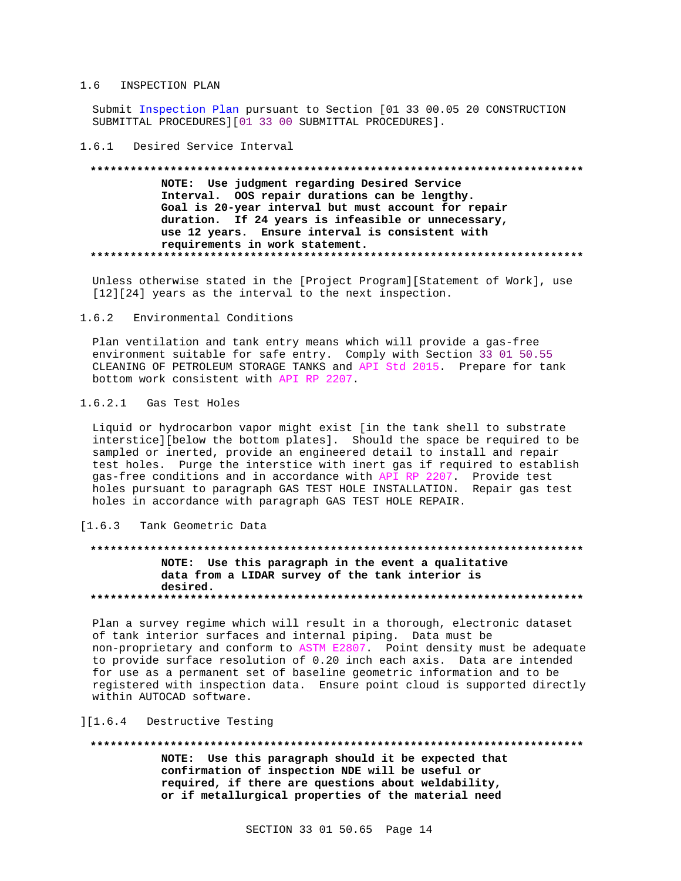## 1.6 INSPECTION PLAN

Submit Inspection Plan pursuant to Section [01 33 00.05 20 CONSTRUCTION SUBMITTAL PROCEDURES][01 33 00 SUBMITTAL PROCEDURES].

### 1.6.1 Desired Service Interval

**NOTE: Use judgment regarding Desired Service Interval. OOS repair durations can be lengthy. Goal is 20-year interval but must account for repair duration. If 24 years is infeasible or unnecessary, use 12 years. Ensure interval is consistent with requirements in work statement.**

Unless otherwise stated in the [Project Program][Statement of Work], use [12][24] years as the interval to the next inspection.

### 1.6.2 Environmental Conditions

Plan ventilation and tank entry means which will provide a gas-free environment suitable for safe entry. Comply with Section 33 01 50.55 CLEANING OF PETROLEUM STORAGE TANKS and API Std 2015. Prepare for tank bottom work consistent with API RP 2207.

#### 1.6.2.1 Gas Test Holes

Liquid or hydrocarbon vapor might exist [in the tank shell to substrate interstice][below the bottom plates]. Should the space be required to be sampled or inerted, provide an engineered detail to install and repair test holes. Purge the interstice with inert gas if required to establish gas-free conditions and in accordance with API RP 2207. Provide test holes pursuant to paragraph GAS TEST HOLE INSTALLATION. Repair gas test holes in accordance with paragraph GAS TEST HOLE REPAIR.

### [1.6.3 Tank Geometric Data

**NOTE: Use this paragraph in the event a qualitative data from a LIDAR survey of the tank interior is desired.**

Plan a survey regime which will result in a thorough, electronic dataset of tank interior surfaces and internal piping. Data must be non-proprietary and conform to ASTM E2807. Point density must be adequate to provide surface resolution of 0.20 inch each axis. Data are intended for use as a permanent set of baseline geometric information and to be registered with inspection data. Ensure point cloud is supported directly within AUTOCAD software.

### ][1.6.4 Destructive Testing

**NOTE: Use this paragraph should it be expected that confirmation of inspection NDE will be useful or required, if there are questions about weldability, or if metallurgical properties of the material need**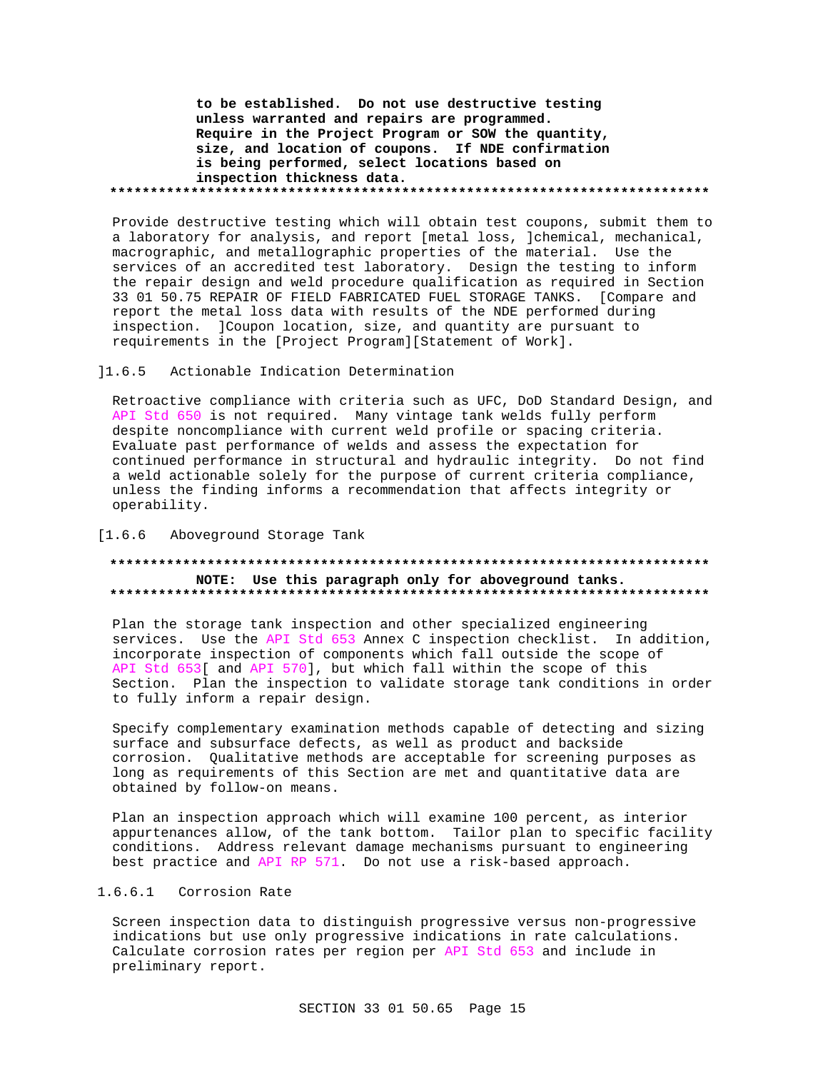**to be established. Do not use destructive testing unless warranted and repairs are programmed. Require in the Project Program or SOW the quantity, size, and location of coupons. If NDE confirmation is being performed, select locations based on inspection thickness data.**

**************************************************************************

Provide destructive testing which will obtain test coupons, submit them to a laboratory for analysis, and report [metal loss, ]chemical, mechanical, macrographic, and metallographic properties of the material. Use the services of an accredited test laboratory. Design the testing to inform the repair design and weld procedure qualification as required in Section 33 01 50.75 REPAIR OF FIELD FABRICATED FUEL STORAGE TANKS. [Compare and report the metal loss data with results of the NDE performed during inspection. ]Coupon location, size, and quantity are pursuant to requirements in the [Project Program][Statement of Work].

]1.6.5 Actionable Indication Determination

Retroactive compliance with criteria such as UFC, DoD Standard Design, and API Std 650 is not required. Many vintage tank welds fully perform despite noncompliance with current weld profile or spacing criteria. Evaluate past performance of welds and assess the expectation for continued performance in structural and hydraulic integrity. Do not find a weld actionable solely for the purpose of current criteria compliance, unless the finding informs a recommendation that affects integrity or operability.

[1.6.6 Aboveground Storage Tank

**************************************************************************
**NOTE: Use this paragraph only for aboveground tanks.**
**************************************************************************

Plan the storage tank inspection and other specialized engineering services. Use the API Std 653 Annex C inspection checklist. In addition, incorporate inspection of components which fall outside the scope of API Std 653[ and API 570], but which fall within the scope of this Section. Plan the inspection to validate storage tank conditions in order to fully inform a repair design.

Specify complementary examination methods capable of detecting and sizing surface and subsurface defects, as well as product and backside corrosion. Qualitative methods are acceptable for screening purposes as long as requirements of this Section are met and quantitative data are obtained by follow-on means.

Plan an inspection approach which will examine 100 percent, as interior appurtenances allow, of the tank bottom. Tailor plan to specific facility conditions. Address relevant damage mechanisms pursuant to engineering best practice and API RP 571. Do not use a risk-based approach.

1.6.6.1 Corrosion Rate

Screen inspection data to distinguish progressive versus non-progressive indications but use only progressive indications in rate calculations. Calculate corrosion rates per region per API Std 653 and include in preliminary report.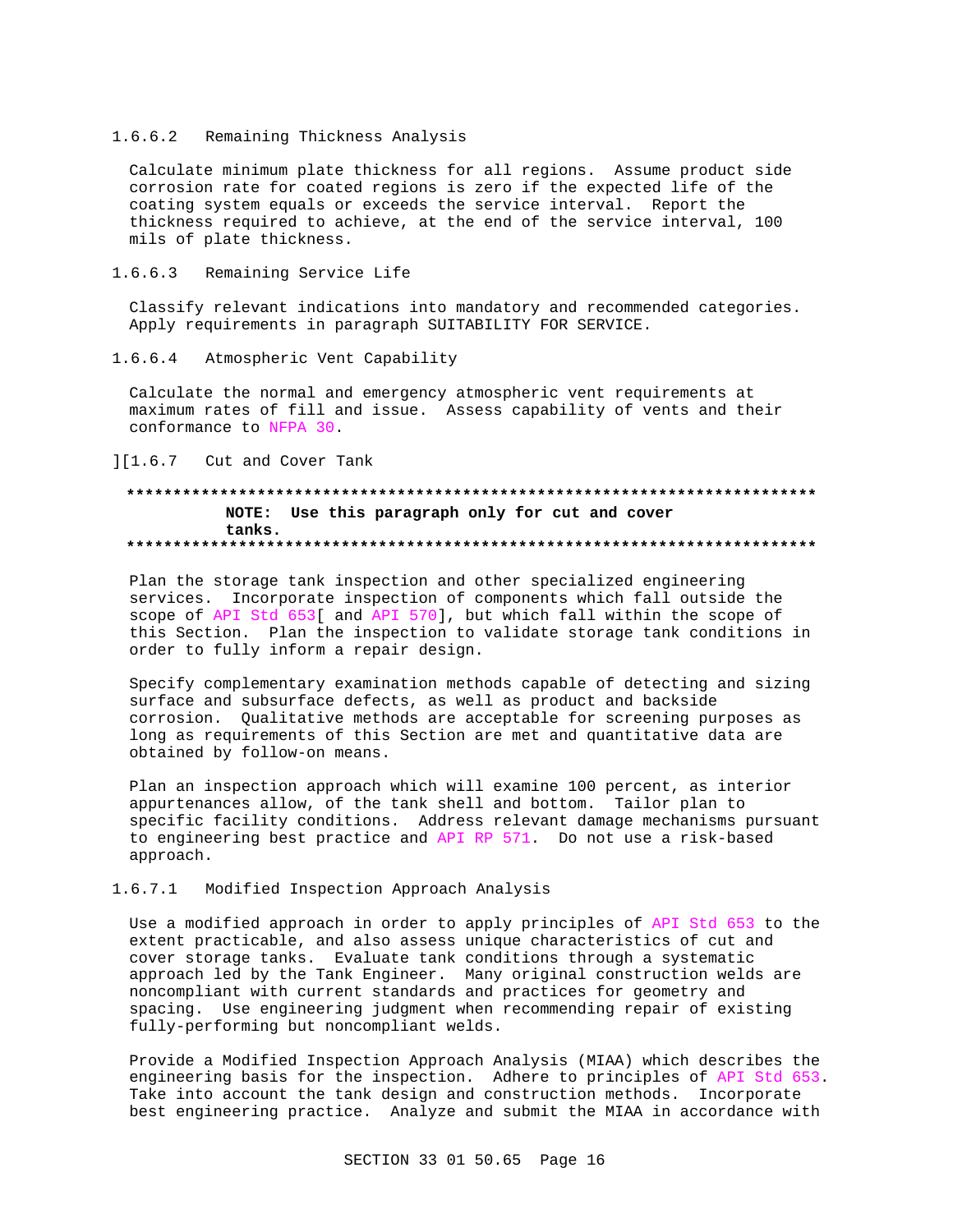#### 1.6.6.2 Remaining Thickness Analysis

Calculate minimum plate thickness for all regions. Assume product side corrosion rate for coated regions is zero if the expected life of the coating system equals or exceeds the service interval. Report the thickness required to achieve, at the end of the service interval, 100 mils of plate thickness.

#### 1.6.6.3 Remaining Service Life

Classify relevant indications into mandatory and recommended categories. Apply requirements in paragraph SUITABILITY FOR SERVICE.

#### 1.6.6.4 Atmospheric Vent Capability

Calculate the normal and emergency atmospheric vent requirements at maximum rates of fill and issue. Assess capability of vents and their conformance to NFPA 30.

### ][1.6.7 Cut and Cover Tank

**************************************************************************
**NOTE: Use this paragraph only for cut and cover tanks.**
**************************************************************************

Plan the storage tank inspection and other specialized engineering services. Incorporate inspection of components which fall outside the scope of API Std 653[ and API 570], but which fall within the scope of this Section. Plan the inspection to validate storage tank conditions in order to fully inform a repair design.

Specify complementary examination methods capable of detecting and sizing surface and subsurface defects, as well as product and backside corrosion. Qualitative methods are acceptable for screening purposes as long as requirements of this Section are met and quantitative data are obtained by follow-on means.

Plan an inspection approach which will examine 100 percent, as interior appurtenances allow, of the tank shell and bottom. Tailor plan to specific facility conditions. Address relevant damage mechanisms pursuant to engineering best practice and API RP 571. Do not use a risk-based approach.

#### 1.6.7.1 Modified Inspection Approach Analysis

Use a modified approach in order to apply principles of API Std 653 to the extent practicable, and also assess unique characteristics of cut and cover storage tanks. Evaluate tank conditions through a systematic approach led by the Tank Engineer. Many original construction welds are noncompliant with current standards and practices for geometry and spacing. Use engineering judgment when recommending repair of existing fully-performing but noncompliant welds.

Provide a Modified Inspection Approach Analysis (MIAA) which describes the engineering basis for the inspection. Adhere to principles of API Std 653. Take into account the tank design and construction methods. Incorporate best engineering practice. Analyze and submit the MIAA in accordance with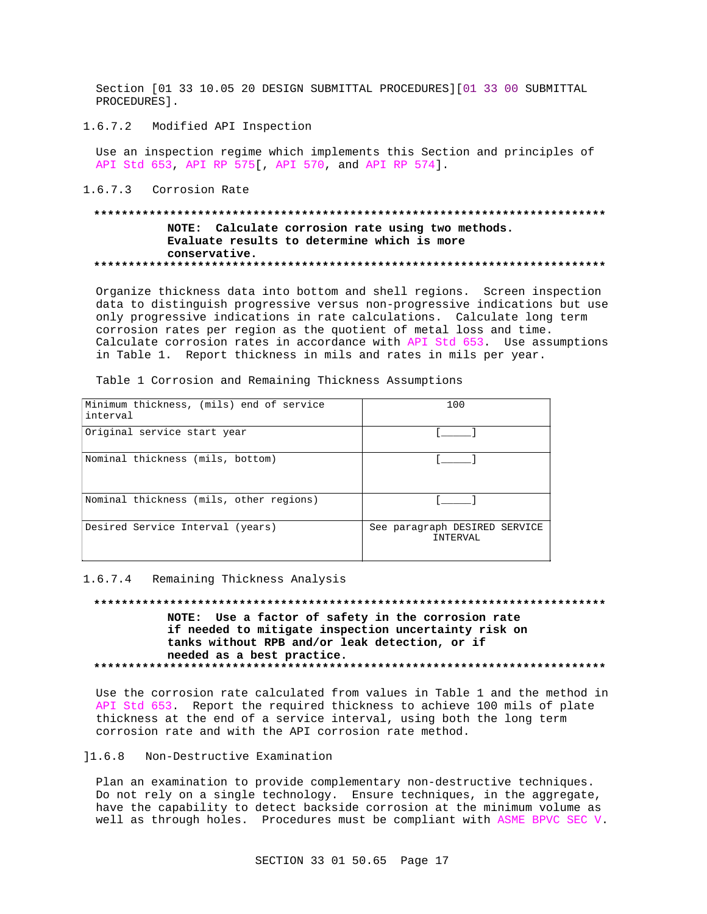Section [01 33 10.05 20 DESIGN SUBMITTAL PROCEDURES][01 33 00 SUBMITTAL PROCEDURES].

#### 1.6.7.2 Modified API Inspection

Use an inspection regime which implements this Section and principles of API Std 653, API RP 575[, API 570, and API RP 574].

#### 1.6.7.3 Corrosion Rate

**************************************************************************

**NOTE: Calculate corrosion rate using two methods. Evaluate results to determine which is more conservative.**

**************************************************************************

Organize thickness data into bottom and shell regions. Screen inspection data to distinguish progressive versus non-progressive indications but use only progressive indications in rate calculations. Calculate long term corrosion rates per region as the quotient of metal loss and time. Calculate corrosion rates in accordance with API Std 653. Use assumptions in Table 1. Report thickness in mils and rates in mils per year.

Table 1 Corrosion and Remaining Thickness Assumptions

| | |
|---|---|
| Minimum thickness, (mils) end of service interval | 100 |
| Original service start year | [_____] |
| Nominal thickness (mils, bottom) | [_____] |
| Nominal thickness (mils, other regions) | [_____] |
| Desired Service Interval (years) | See paragraph DESIRED SERVICE INTERVAL |

#### 1.6.7.4 Remaining Thickness Analysis

**************************************************************************

**NOTE: Use a factor of safety in the corrosion rate if needed to mitigate inspection uncertainty risk on tanks without RPB and/or leak detection, or if needed as a best practice.**

**************************************************************************

Use the corrosion rate calculated from values in Table 1 and the method in API Std 653. Report the required thickness to achieve 100 mils of plate thickness at the end of a service interval, using both the long term corrosion rate and with the API corrosion rate method.

#### ]1.6.8 Non-Destructive Examination

Plan an examination to provide complementary non-destructive techniques. Do not rely on a single technology. Ensure techniques, in the aggregate, have the capability to detect backside corrosion at the minimum volume as well as through holes. Procedures must be compliant with ASME BPVC SEC V.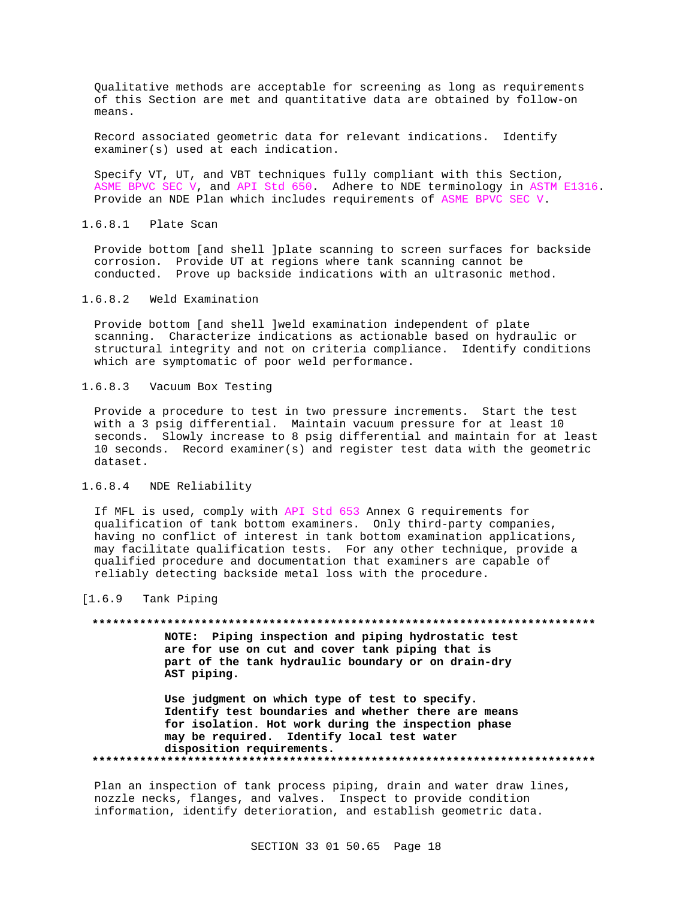Qualitative methods are acceptable for screening as long as requirements of this Section are met and quantitative data are obtained by follow-on means.

Record associated geometric data for relevant indications. Identify examiner(s) used at each indication.

Specify VT, UT, and VBT techniques fully compliant with this Section, ASME BPVC SEC V, and API Std 650. Adhere to NDE terminology in ASTM E1316. Provide an NDE Plan which includes requirements of ASME BPVC SEC V.

#### 1.6.8.1 Plate Scan

Provide bottom [and shell ]plate scanning to screen surfaces for backside corrosion. Provide UT at regions where tank scanning cannot be conducted. Prove up backside indications with an ultrasonic method.

#### 1.6.8.2 Weld Examination

Provide bottom [and shell ]weld examination independent of plate scanning. Characterize indications as actionable based on hydraulic or structural integrity and not on criteria compliance. Identify conditions which are symptomatic of poor weld performance.

#### 1.6.8.3 Vacuum Box Testing

Provide a procedure to test in two pressure increments. Start the test with a 3 psig differential. Maintain vacuum pressure for at least 10 seconds. Slowly increase to 8 psig differential and maintain for at least 10 seconds. Record examiner(s) and register test data with the geometric dataset.

#### 1.6.8.4 NDE Reliability

If MFL is used, comply with API Std 653 Annex G requirements for qualification of tank bottom examiners. Only third-party companies, having no conflict of interest in tank bottom examination applications, may facilitate qualification tests. For any other technique, provide a qualified procedure and documentation that examiners are capable of reliably detecting backside metal loss with the procedure.

### [1.6.9 Tank Piping

**************************************************************************

**NOTE: Piping inspection and piping hydrostatic test are for use on cut and cover tank piping that is part of the tank hydraulic boundary or on drain-dry AST piping.**

**Use judgment on which type of test to specify. Identify test boundaries and whether there are means for isolation. Hot work during the inspection phase may be required. Identify local test water disposition requirements.**

**************************************************************************

Plan an inspection of tank process piping, drain and water draw lines, nozzle necks, flanges, and valves. Inspect to provide condition information, identify deterioration, and establish geometric data.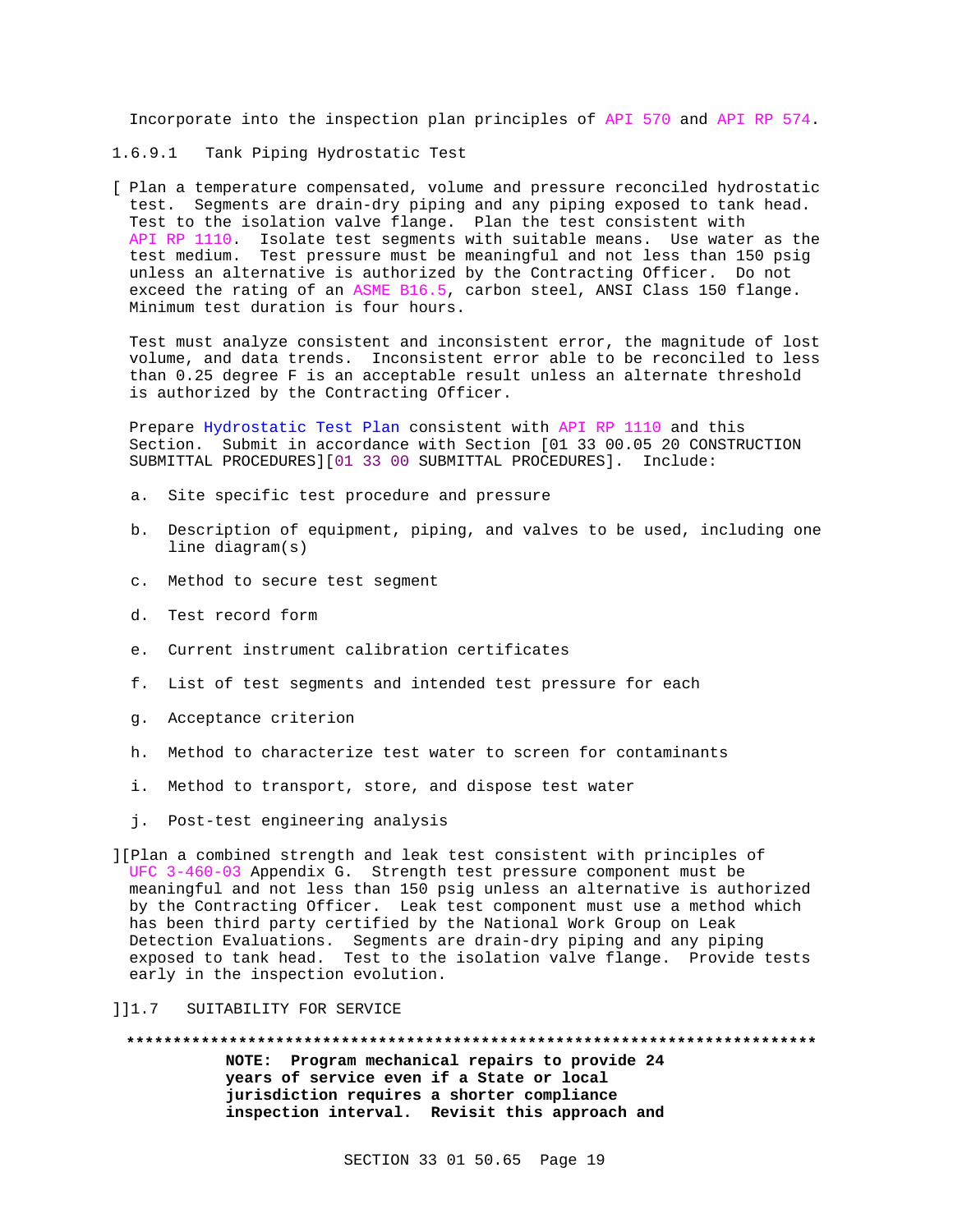Incorporate into the inspection plan principles of API 570 and API RP 574.

### 1.6.9.1 Tank Piping Hydrostatic Test

[ Plan a temperature compensated, volume and pressure reconciled hydrostatic test. Segments are drain-dry piping and any piping exposed to tank head. Test to the isolation valve flange. Plan the test consistent with API RP 1110. Isolate test segments with suitable means. Use water as the test medium. Test pressure must be meaningful and not less than 150 psig unless an alternative is authorized by the Contracting Officer. Do not exceed the rating of an ASME B16.5, carbon steel, ANSI Class 150 flange. Minimum test duration is four hours.

Test must analyze consistent and inconsistent error, the magnitude of lost volume, and data trends. Inconsistent error able to be reconciled to less than 0.25 degree F is an acceptable result unless an alternate threshold is authorized by the Contracting Officer.

Prepare Hydrostatic Test Plan consistent with API RP 1110 and this Section. Submit in accordance with Section [01 33 00.05 20 CONSTRUCTION SUBMITTAL PROCEDURES][01 33 00 SUBMITTAL PROCEDURES]. Include:

a. Site specific test procedure and pressure

b. Description of equipment, piping, and valves to be used, including one line diagram(s)

c. Method to secure test segment

d. Test record form

e. Current instrument calibration certificates

f. List of test segments and intended test pressure for each

g. Acceptance criterion

h. Method to characterize test water to screen for contaminants

i. Method to transport, store, and dispose test water

j. Post-test engineering analysis

][Plan a combined strength and leak test consistent with principles of UFC 3-460-03 Appendix G. Strength test pressure component must be meaningful and not less than 150 psig unless an alternative is authorized by the Contracting Officer. Leak test component must use a method which has been third party certified by the National Work Group on Leak Detection Evaluations. Segments are drain-dry piping and any piping exposed to tank head. Test to the isolation valve flange. Provide tests early in the inspection evolution.

]]1.7 SUITABILITY FOR SERVICE

**************************************************************************

**NOTE: Program mechanical repairs to provide 24 years of service even if a State or local jurisdiction requires a shorter compliance inspection interval. Revisit this approach and**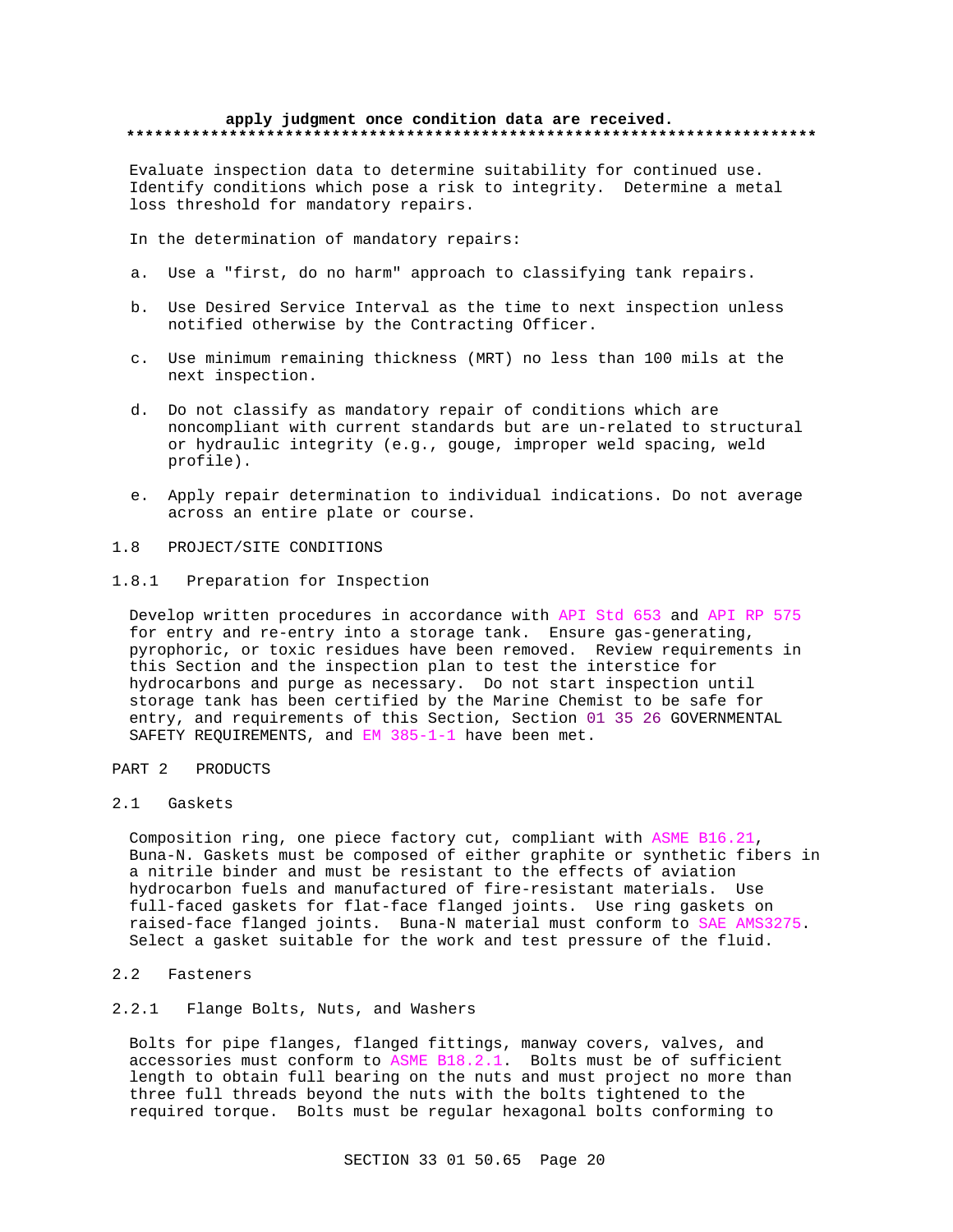**apply judgment once condition data are received.**
**************************************************************************

Evaluate inspection data to determine suitability for continued use. Identify conditions which pose a risk to integrity. Determine a metal loss threshold for mandatory repairs.

In the determination of mandatory repairs:

a. Use a "first, do no harm" approach to classifying tank repairs.

b. Use Desired Service Interval as the time to next inspection unless notified otherwise by the Contracting Officer.

c. Use minimum remaining thickness (MRT) no less than 100 mils at the next inspection.

d. Do not classify as mandatory repair of conditions which are noncompliant with current standards but are un-related to structural or hydraulic integrity (e.g., gouge, improper weld spacing, weld profile).

e. Apply repair determination to individual indications. Do not average across an entire plate or course.

## 1.8 PROJECT/SITE CONDITIONS

### 1.8.1 Preparation for Inspection

Develop written procedures in accordance with API Std 653 and API RP 575 for entry and re-entry into a storage tank. Ensure gas-generating, pyrophoric, or toxic residues have been removed. Review requirements in this Section and the inspection plan to test the interstice for hydrocarbons and purge as necessary. Do not start inspection until storage tank has been certified by the Marine Chemist to be safe for entry, and requirements of this Section, Section 01 35 26 GOVERNMENTAL SAFETY REQUIREMENTS, and EM 385-1-1 have been met.

# PART 2 PRODUCTS

## 2.1 Gaskets

Composition ring, one piece factory cut, compliant with ASME B16.21, Buna-N. Gaskets must be composed of either graphite or synthetic fibers in a nitrile binder and must be resistant to the effects of aviation hydrocarbon fuels and manufactured of fire-resistant materials. Use full-faced gaskets for flat-face flanged joints. Use ring gaskets on raised-face flanged joints. Buna-N material must conform to SAE AMS3275. Select a gasket suitable for the work and test pressure of the fluid.

## 2.2 Fasteners

### 2.2.1 Flange Bolts, Nuts, and Washers

Bolts for pipe flanges, flanged fittings, manway covers, valves, and accessories must conform to ASME B18.2.1. Bolts must be of sufficient length to obtain full bearing on the nuts and must project no more than three full threads beyond the nuts with the bolts tightened to the required torque. Bolts must be regular hexagonal bolts conforming to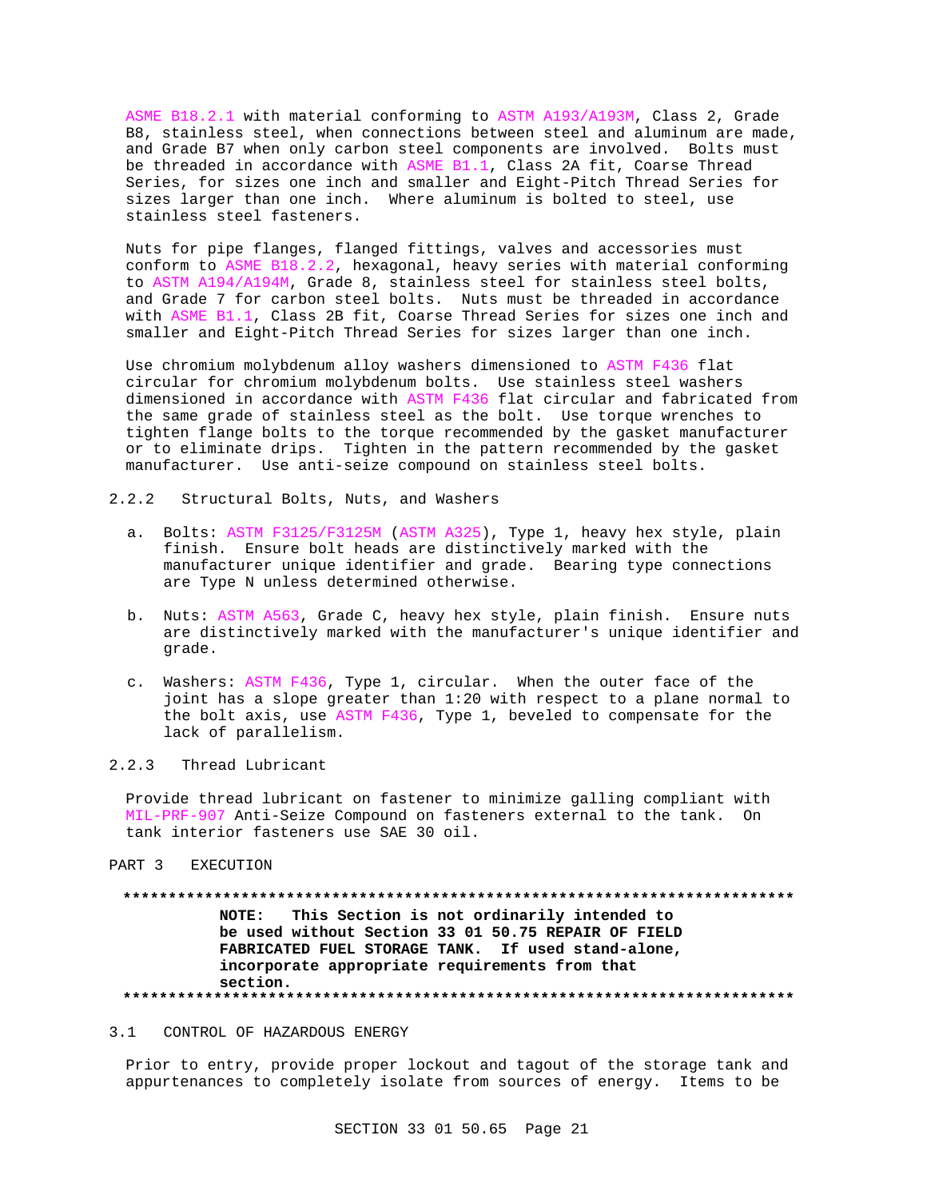ASME B18.2.1 with material conforming to ASTM A193/A193M, Class 2, Grade B8, stainless steel, when connections between steel and aluminum are made, and Grade B7 when only carbon steel components are involved. Bolts must be threaded in accordance with ASME B1.1, Class 2A fit, Coarse Thread Series, for sizes one inch and smaller and Eight-Pitch Thread Series for sizes larger than one inch. Where aluminum is bolted to steel, use stainless steel fasteners.

Nuts for pipe flanges, flanged fittings, valves and accessories must conform to ASME B18.2.2, hexagonal, heavy series with material conforming to ASTM A194/A194M, Grade 8, stainless steel for stainless steel bolts, and Grade 7 for carbon steel bolts. Nuts must be threaded in accordance with ASME B1.1, Class 2B fit, Coarse Thread Series for sizes one inch and smaller and Eight-Pitch Thread Series for sizes larger than one inch.

Use chromium molybdenum alloy washers dimensioned to ASTM F436 flat circular for chromium molybdenum bolts. Use stainless steel washers dimensioned in accordance with ASTM F436 flat circular and fabricated from the same grade of stainless steel as the bolt. Use torque wrenches to tighten flange bolts to the torque recommended by the gasket manufacturer or to eliminate drips. Tighten in the pattern recommended by the gasket manufacturer. Use anti-seize compound on stainless steel bolts.

### 2.2.2 Structural Bolts, Nuts, and Washers

a. Bolts: ASTM F3125/F3125M (ASTM A325), Type 1, heavy hex style, plain finish. Ensure bolt heads are distinctively marked with the manufacturer unique identifier and grade. Bearing type connections are Type N unless determined otherwise.

b. Nuts: ASTM A563, Grade C, heavy hex style, plain finish. Ensure nuts are distinctively marked with the manufacturer's unique identifier and grade.

c. Washers: ASTM F436, Type 1, circular. When the outer face of the joint has a slope greater than 1:20 with respect to a plane normal to the bolt axis, use ASTM F436, Type 1, beveled to compensate for the lack of parallelism.

### 2.2.3 Thread Lubricant

Provide thread lubricant on fastener to minimize galling compliant with MIL-PRF-907 Anti-Seize Compound on fasteners external to the tank. On tank interior fasteners use SAE 30 oil.

## PART 3 EXECUTION

**************************************************************************

**NOTE: This Section is not ordinarily intended to be used without Section 33 01 50.75 REPAIR OF FIELD FABRICATED FUEL STORAGE TANK. If used stand-alone, incorporate appropriate requirements from that section.**

**************************************************************************

### 3.1 CONTROL OF HAZARDOUS ENERGY

Prior to entry, provide proper lockout and tagout of the storage tank and appurtenances to completely isolate from sources of energy. Items to be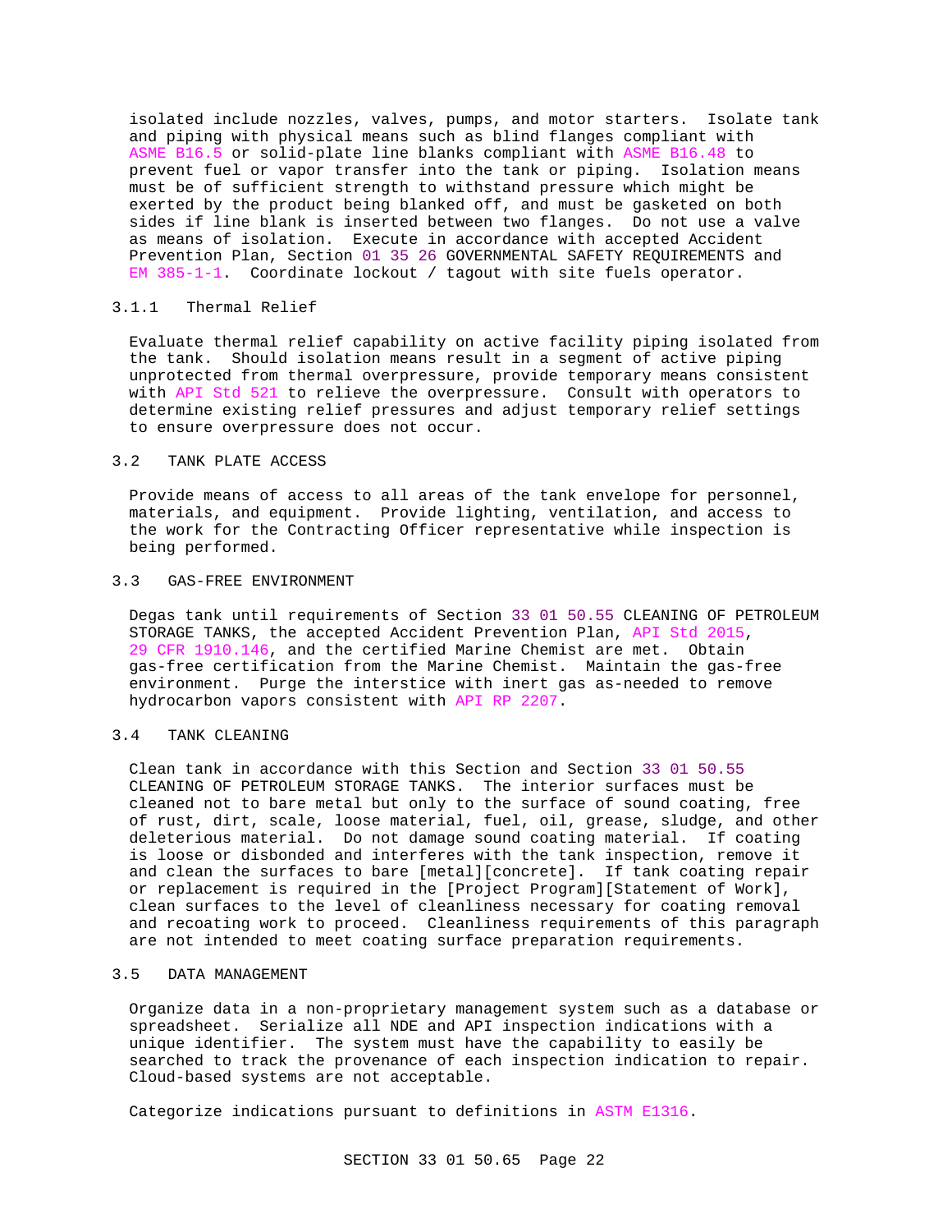isolated include nozzles, valves, pumps, and motor starters. Isolate tank and piping with physical means such as blind flanges compliant with ASME B16.5 or solid-plate line blanks compliant with ASME B16.48 to prevent fuel or vapor transfer into the tank or piping. Isolation means must be of sufficient strength to withstand pressure which might be exerted by the product being blanked off, and must be gasketed on both sides if line blank is inserted between two flanges. Do not use a valve as means of isolation. Execute in accordance with accepted Accident Prevention Plan, Section 01 35 26 GOVERNMENTAL SAFETY REQUIREMENTS and EM 385-1-1. Coordinate lockout / tagout with site fuels operator.

### 3.1.1 Thermal Relief

Evaluate thermal relief capability on active facility piping isolated from the tank. Should isolation means result in a segment of active piping unprotected from thermal overpressure, provide temporary means consistent with API Std 521 to relieve the overpressure. Consult with operators to determine existing relief pressures and adjust temporary relief settings to ensure overpressure does not occur.

## 3.2 TANK PLATE ACCESS

Provide means of access to all areas of the tank envelope for personnel, materials, and equipment. Provide lighting, ventilation, and access to the work for the Contracting Officer representative while inspection is being performed.

## 3.3 GAS-FREE ENVIRONMENT

Degas tank until requirements of Section 33 01 50.55 CLEANING OF PETROLEUM STORAGE TANKS, the accepted Accident Prevention Plan, API Std 2015, 29 CFR 1910.146, and the certified Marine Chemist are met. Obtain gas-free certification from the Marine Chemist. Maintain the gas-free environment. Purge the interstice with inert gas as-needed to remove hydrocarbon vapors consistent with API RP 2207.

## 3.4 TANK CLEANING

Clean tank in accordance with this Section and Section 33 01 50.55 CLEANING OF PETROLEUM STORAGE TANKS. The interior surfaces must be cleaned not to bare metal but only to the surface of sound coating, free of rust, dirt, scale, loose material, fuel, oil, grease, sludge, and other deleterious material. Do not damage sound coating material. If coating is loose or disbonded and interferes with the tank inspection, remove it and clean the surfaces to bare [metal][concrete]. If tank coating repair or replacement is required in the [Project Program][Statement of Work], clean surfaces to the level of cleanliness necessary for coating removal and recoating work to proceed. Cleanliness requirements of this paragraph are not intended to meet coating surface preparation requirements.

## 3.5 DATA MANAGEMENT

Organize data in a non-proprietary management system such as a database or spreadsheet. Serialize all NDE and API inspection indications with a unique identifier. The system must have the capability to easily be searched to track the provenance of each inspection indication to repair. Cloud-based systems are not acceptable.

Categorize indications pursuant to definitions in ASTM E1316.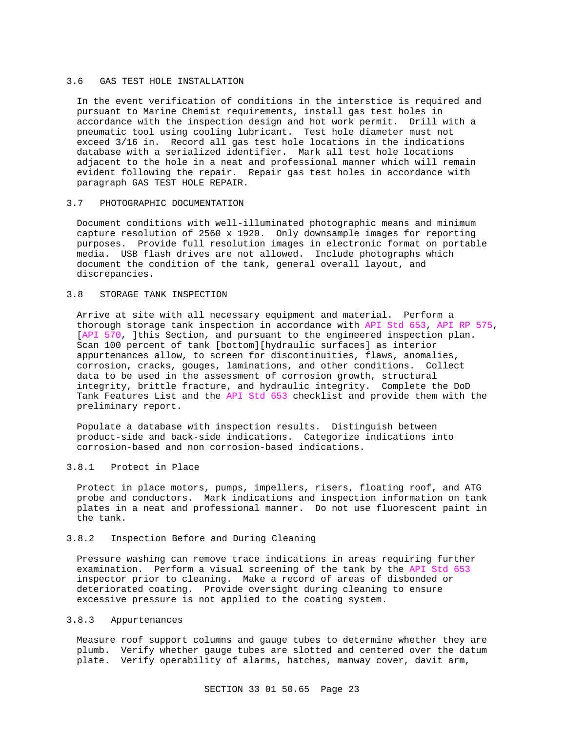## 3.6 GAS TEST HOLE INSTALLATION

In the event verification of conditions in the interstice is required and pursuant to Marine Chemist requirements, install gas test holes in accordance with the inspection design and hot work permit. Drill with a pneumatic tool using cooling lubricant. Test hole diameter must not exceed 3/16 in. Record all gas test hole locations in the indications database with a serialized identifier. Mark all test hole locations adjacent to the hole in a neat and professional manner which will remain evident following the repair. Repair gas test holes in accordance with paragraph GAS TEST HOLE REPAIR.

## 3.7 PHOTOGRAPHIC DOCUMENTATION

Document conditions with well-illuminated photographic means and minimum capture resolution of 2560 x 1920. Only downsample images for reporting purposes. Provide full resolution images in electronic format on portable media. USB flash drives are not allowed. Include photographs which document the condition of the tank, general overall layout, and discrepancies.

## 3.8 STORAGE TANK INSPECTION

Arrive at site with all necessary equipment and material. Perform a thorough storage tank inspection in accordance with API Std 653, API RP 575, [API 570, ]this Section, and pursuant to the engineered inspection plan. Scan 100 percent of tank [bottom][hydraulic surfaces] as interior appurtenances allow, to screen for discontinuities, flaws, anomalies, corrosion, cracks, gouges, laminations, and other conditions. Collect data to be used in the assessment of corrosion growth, structural integrity, brittle fracture, and hydraulic integrity. Complete the DoD Tank Features List and the API Std 653 checklist and provide them with the preliminary report.

Populate a database with inspection results. Distinguish between product-side and back-side indications. Categorize indications into corrosion-based and non corrosion-based indications.

### 3.8.1 Protect in Place

Protect in place motors, pumps, impellers, risers, floating roof, and ATG probe and conductors. Mark indications and inspection information on tank plates in a neat and professional manner. Do not use fluorescent paint in the tank.

### 3.8.2 Inspection Before and During Cleaning

Pressure washing can remove trace indications in areas requiring further examination. Perform a visual screening of the tank by the API Std 653 inspector prior to cleaning. Make a record of areas of disbonded or deteriorated coating. Provide oversight during cleaning to ensure excessive pressure is not applied to the coating system.

### 3.8.3 Appurtenances

Measure roof support columns and gauge tubes to determine whether they are plumb. Verify whether gauge tubes are slotted and centered over the datum plate. Verify operability of alarms, hatches, manway cover, davit arm,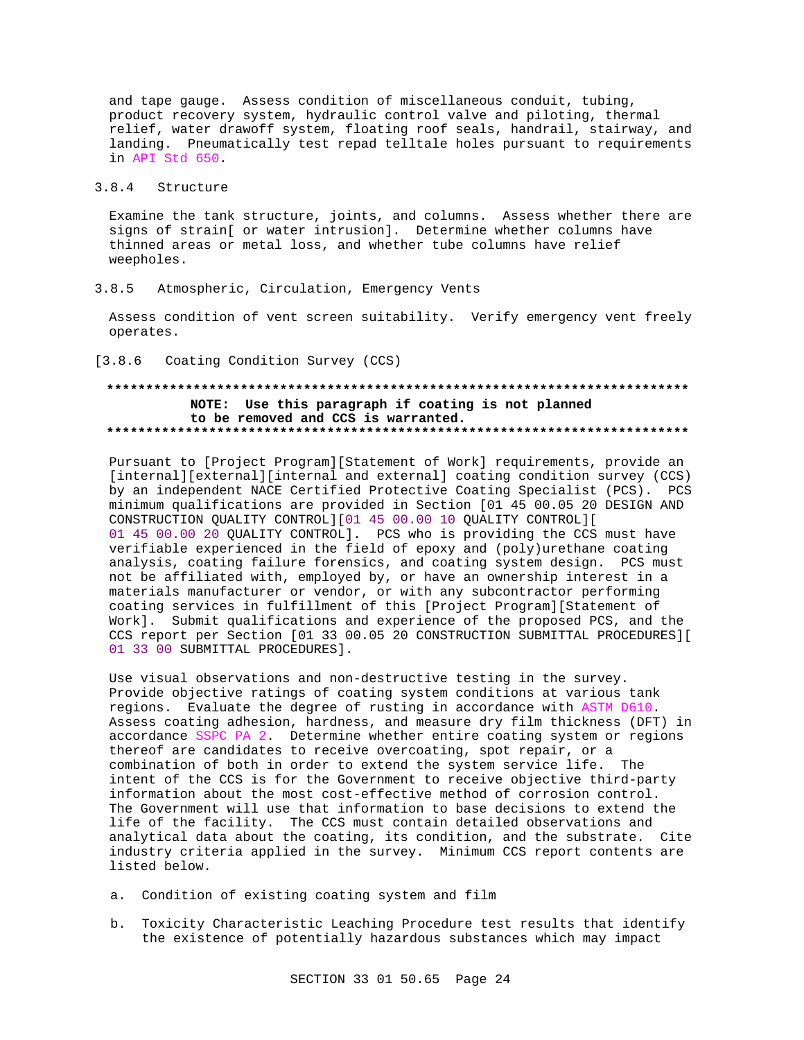and tape gauge. Assess condition of miscellaneous conduit, tubing, product recovery system, hydraulic control valve and piloting, thermal relief, water drawoff system, floating roof seals, handrail, stairway, and landing. Pneumatically test repad telltale holes pursuant to requirements in API Std 650.

### 3.8.4 Structure

Examine the tank structure, joints, and columns. Assess whether there are signs of strain[ or water intrusion]. Determine whether columns have thinned areas or metal loss, and whether tube columns have relief weepholes.

### 3.8.5 Atmospheric, Circulation, Emergency Vents

Assess condition of vent screen suitability. Verify emergency vent freely operates.

### [3.8.6 Coating Condition Survey (CCS)

**************************************************************************

**NOTE: Use this paragraph if coating is not planned to be removed and CCS is warranted.**

**************************************************************************

Pursuant to [Project Program][Statement of Work] requirements, provide an [internal][external][internal and external] coating condition survey (CCS) by an independent NACE Certified Protective Coating Specialist (PCS). PCS minimum qualifications are provided in Section [01 45 00.05 20 DESIGN AND CONSTRUCTION QUALITY CONTROL][01 45 00.00 10 QUALITY CONTROL][ 01 45 00.00 20 QUALITY CONTROL]. PCS who is providing the CCS must have verifiable experienced in the field of epoxy and (poly)urethane coating analysis, coating failure forensics, and coating system design. PCS must not be affiliated with, employed by, or have an ownership interest in a materials manufacturer or vendor, or with any subcontractor performing coating services in fulfillment of this [Project Program][Statement of Work]. Submit qualifications and experience of the proposed PCS, and the CCS report per Section [01 33 00.05 20 CONSTRUCTION SUBMITTAL PROCEDURES][ 01 33 00 SUBMITTAL PROCEDURES].

Use visual observations and non-destructive testing in the survey. Provide objective ratings of coating system conditions at various tank regions. Evaluate the degree of rusting in accordance with ASTM D610. Assess coating adhesion, hardness, and measure dry film thickness (DFT) in accordance SSPC PA 2. Determine whether entire coating system or regions thereof are candidates to receive overcoating, spot repair, or a combination of both in order to extend the system service life. The intent of the CCS is for the Government to receive objective third-party information about the most cost-effective method of corrosion control. The Government will use that information to base decisions to extend the life of the facility. The CCS must contain detailed observations and analytical data about the coating, its condition, and the substrate. Cite industry criteria applied in the survey. Minimum CCS report contents are listed below.

a. Condition of existing coating system and film

b. Toxicity Characteristic Leaching Procedure test results that identify the existence of potentially hazardous substances which may impact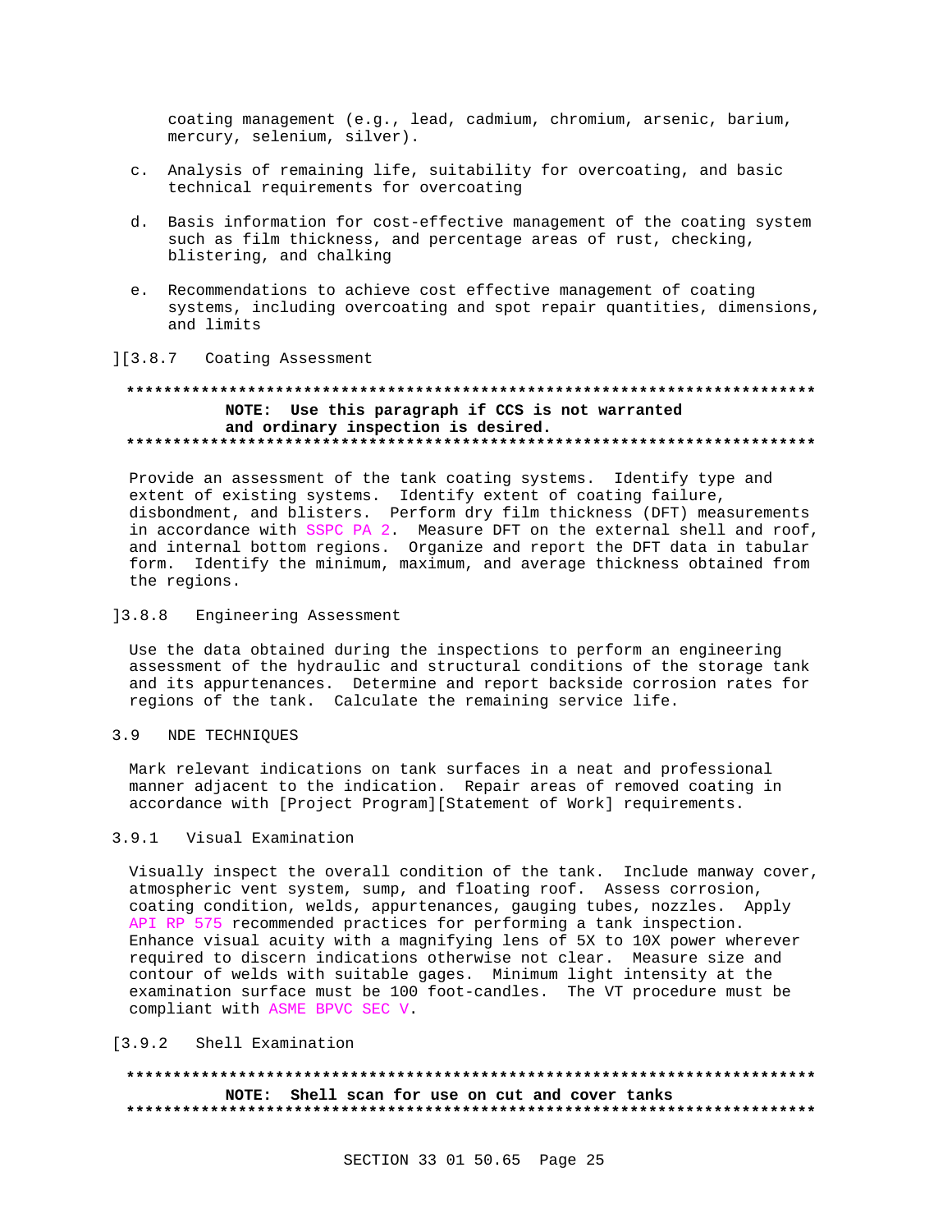coating management (e.g., lead, cadmium, chromium, arsenic, barium, mercury, selenium, silver).

c. Analysis of remaining life, suitability for overcoating, and basic technical requirements for overcoating

d. Basis information for cost-effective management of the coating system such as film thickness, and percentage areas of rust, checking, blistering, and chalking

e. Recommendations to achieve cost effective management of coating systems, including overcoating and spot repair quantities, dimensions, and limits

][3.8.7 Coating Assessment

**************************************************************************

**NOTE: Use this paragraph if CCS is not warranted and ordinary inspection is desired.**

**************************************************************************

Provide an assessment of the tank coating systems. Identify type and extent of existing systems. Identify extent of coating failure, disbondment, and blisters. Perform dry film thickness (DFT) measurements in accordance with SSPC PA 2. Measure DFT on the external shell and roof, and internal bottom regions. Organize and report the DFT data in tabular form. Identify the minimum, maximum, and average thickness obtained from the regions.

]3.8.8 Engineering Assessment

Use the data obtained during the inspections to perform an engineering assessment of the hydraulic and structural conditions of the storage tank and its appurtenances. Determine and report backside corrosion rates for regions of the tank. Calculate the remaining service life.

3.9 NDE TECHNIQUES

Mark relevant indications on tank surfaces in a neat and professional manner adjacent to the indication. Repair areas of removed coating in accordance with [Project Program][Statement of Work] requirements.

3.9.1 Visual Examination

Visually inspect the overall condition of the tank. Include manway cover, atmospheric vent system, sump, and floating roof. Assess corrosion, coating condition, welds, appurtenances, gauging tubes, nozzles. Apply API RP 575 recommended practices for performing a tank inspection. Enhance visual acuity with a magnifying lens of 5X to 10X power wherever required to discern indications otherwise not clear. Measure size and contour of welds with suitable gages. Minimum light intensity at the examination surface must be 100 foot-candles. The VT procedure must be compliant with ASME BPVC SEC V.

[3.9.2 Shell Examination

**************************************************************************

**NOTE: Shell scan for use on cut and cover tanks**

**************************************************************************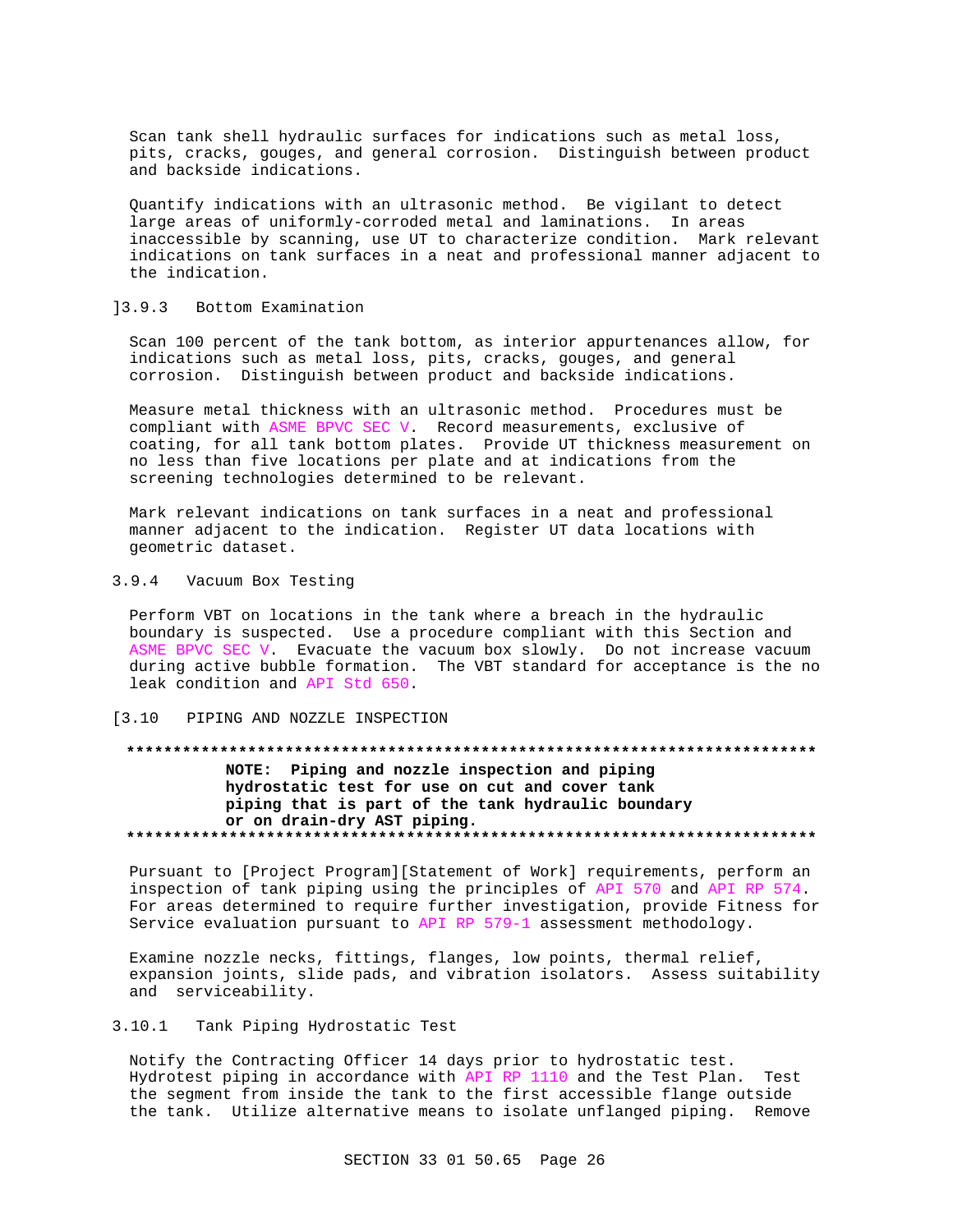Scan tank shell hydraulic surfaces for indications such as metal loss, pits, cracks, gouges, and general corrosion. Distinguish between product and backside indications.

Quantify indications with an ultrasonic method. Be vigilant to detect large areas of uniformly-corroded metal and laminations. In areas inaccessible by scanning, use UT to characterize condition. Mark relevant indications on tank surfaces in a neat and professional manner adjacent to the indication.

]3.9.3 Bottom Examination

Scan 100 percent of the tank bottom, as interior appurtenances allow, for indications such as metal loss, pits, cracks, gouges, and general corrosion. Distinguish between product and backside indications.

Measure metal thickness with an ultrasonic method. Procedures must be compliant with ASME BPVC SEC V. Record measurements, exclusive of coating, for all tank bottom plates. Provide UT thickness measurement on no less than five locations per plate and at indications from the screening technologies determined to be relevant.

Mark relevant indications on tank surfaces in a neat and professional manner adjacent to the indication. Register UT data locations with geometric dataset.

3.9.4 Vacuum Box Testing

Perform VBT on locations in the tank where a breach in the hydraulic boundary is suspected. Use a procedure compliant with this Section and ASME BPVC SEC V. Evacuate the vacuum box slowly. Do not increase vacuum during active bubble formation. The VBT standard for acceptance is the no leak condition and API Std 650.

[3.10 PIPING AND NOZZLE INSPECTION

**************************************************************************

**NOTE: Piping and nozzle inspection and piping hydrostatic test for use on cut and cover tank piping that is part of the tank hydraulic boundary or on drain-dry AST piping.**

**************************************************************************

Pursuant to [Project Program][Statement of Work] requirements, perform an inspection of tank piping using the principles of API 570 and API RP 574. For areas determined to require further investigation, provide Fitness for Service evaluation pursuant to API RP 579-1 assessment methodology.

Examine nozzle necks, fittings, flanges, low points, thermal relief, expansion joints, slide pads, and vibration isolators. Assess suitability and serviceability.

3.10.1 Tank Piping Hydrostatic Test

Notify the Contracting Officer 14 days prior to hydrostatic test. Hydrotest piping in accordance with API RP 1110 and the Test Plan. Test the segment from inside the tank to the first accessible flange outside the tank. Utilize alternative means to isolate unflanged piping. Remove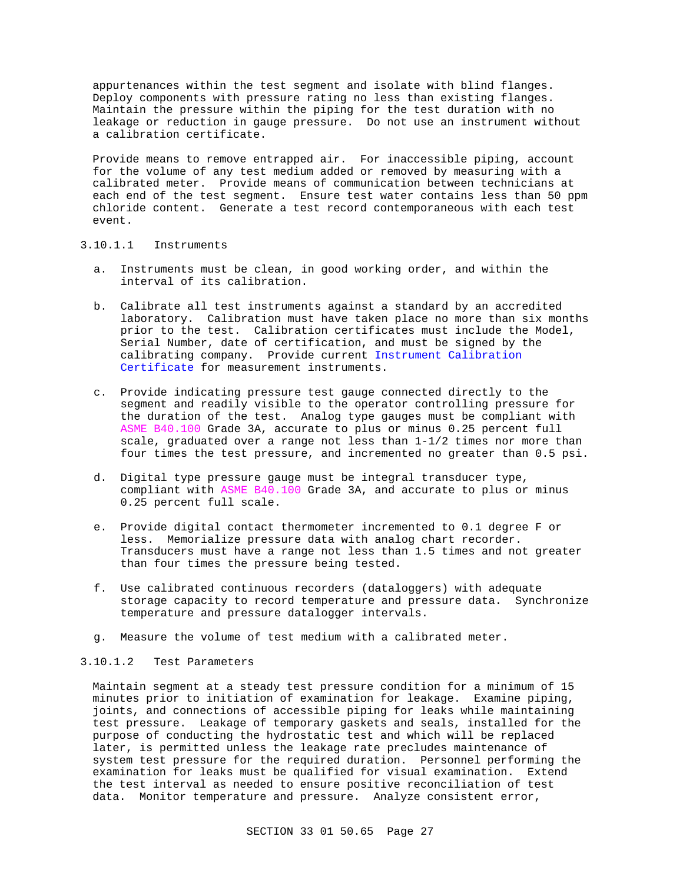appurtenances within the test segment and isolate with blind flanges. Deploy components with pressure rating no less than existing flanges. Maintain the pressure within the piping for the test duration with no leakage or reduction in gauge pressure. Do not use an instrument without a calibration certificate.

Provide means to remove entrapped air. For inaccessible piping, account for the volume of any test medium added or removed by measuring with a calibrated meter. Provide means of communication between technicians at each end of the test segment. Ensure test water contains less than 50 ppm chloride content. Generate a test record contemporaneous with each test event.

#### 3.10.1.1 Instruments

a. Instruments must be clean, in good working order, and within the interval of its calibration.

b. Calibrate all test instruments against a standard by an accredited laboratory. Calibration must have taken place no more than six months prior to the test. Calibration certificates must include the Model, Serial Number, date of certification, and must be signed by the calibrating company. Provide current Instrument Calibration Certificate for measurement instruments.

c. Provide indicating pressure test gauge connected directly to the segment and readily visible to the operator controlling pressure for the duration of the test. Analog type gauges must be compliant with ASME B40.100 Grade 3A, accurate to plus or minus 0.25 percent full scale, graduated over a range not less than 1-1/2 times nor more than four times the test pressure, and incremented no greater than 0.5 psi.

d. Digital type pressure gauge must be integral transducer type, compliant with ASME B40.100 Grade 3A, and accurate to plus or minus 0.25 percent full scale.

e. Provide digital contact thermometer incremented to 0.1 degree F or less. Memorialize pressure data with analog chart recorder. Transducers must have a range not less than 1.5 times and not greater than four times the pressure being tested.

f. Use calibrated continuous recorders (dataloggers) with adequate storage capacity to record temperature and pressure data. Synchronize temperature and pressure datalogger intervals.

g. Measure the volume of test medium with a calibrated meter.

#### 3.10.1.2 Test Parameters

Maintain segment at a steady test pressure condition for a minimum of 15 minutes prior to initiation of examination for leakage. Examine piping, joints, and connections of accessible piping for leaks while maintaining test pressure. Leakage of temporary gaskets and seals, installed for the purpose of conducting the hydrostatic test and which will be replaced later, is permitted unless the leakage rate precludes maintenance of system test pressure for the required duration. Personnel performing the examination for leaks must be qualified for visual examination. Extend the test interval as needed to ensure positive reconciliation of test data. Monitor temperature and pressure. Analyze consistent error,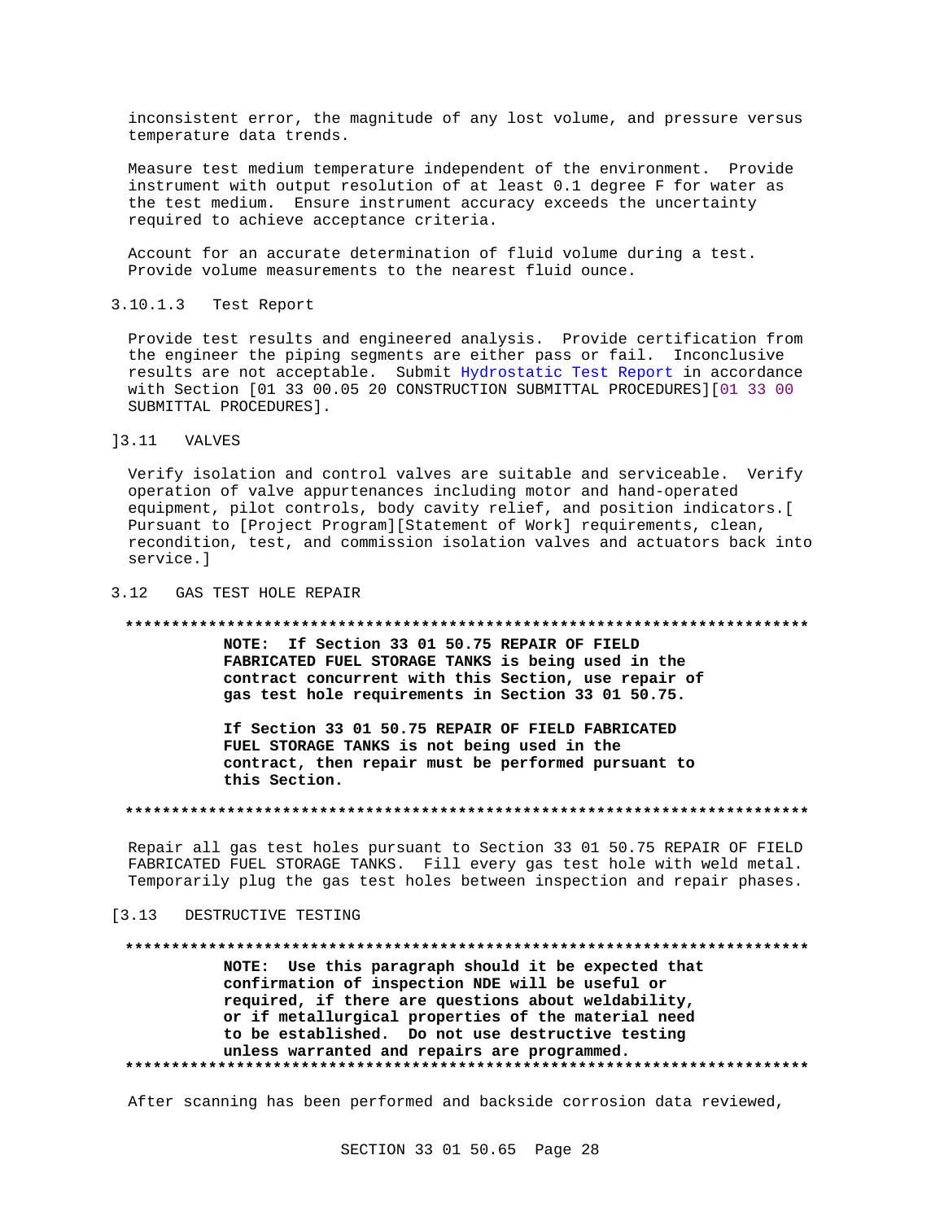inconsistent error, the magnitude of any lost volume, and pressure versus temperature data trends.

Measure test medium temperature independent of the environment. Provide instrument with output resolution of at least 0.1 degree F for water as the test medium. Ensure instrument accuracy exceeds the uncertainty required to achieve acceptance criteria.

Account for an accurate determination of fluid volume during a test. Provide volume measurements to the nearest fluid ounce.

#### 3.10.1.3 Test Report

Provide test results and engineered analysis. Provide certification from the engineer the piping segments are either pass or fail. Inconclusive results are not acceptable. Submit Hydrostatic Test Report in accordance with Section [01 33 00.05 20 CONSTRUCTION SUBMITTAL PROCEDURES][01 33 00 SUBMITTAL PROCEDURES].

## ]3.11 VALVES

Verify isolation and control valves are suitable and serviceable. Verify operation of valve appurtenances including motor and hand-operated equipment, pilot controls, body cavity relief, and position indicators.[ Pursuant to [Project Program][Statement of Work] requirements, clean, recondition, test, and commission isolation valves and actuators back into service.]

## 3.12 GAS TEST HOLE REPAIR

**************************************************************************

**NOTE: If Section 33 01 50.75 REPAIR OF FIELD FABRICATED FUEL STORAGE TANKS is being used in the contract concurrent with this Section, use repair of gas test hole requirements in Section 33 01 50.75.**

**If Section 33 01 50.75 REPAIR OF FIELD FABRICATED FUEL STORAGE TANKS is not being used in the contract, then repair must be performed pursuant to this Section.**

**************************************************************************

Repair all gas test holes pursuant to Section 33 01 50.75 REPAIR OF FIELD FABRICATED FUEL STORAGE TANKS. Fill every gas test hole with weld metal. Temporarily plug the gas test holes between inspection and repair phases.

## [3.13 DESTRUCTIVE TESTING

**************************************************************************

**NOTE: Use this paragraph should it be expected that confirmation of inspection NDE will be useful or required, if there are questions about weldability, or if metallurgical properties of the material need to be established. Do not use destructive testing unless warranted and repairs are programmed.**

**************************************************************************

After scanning has been performed and backside corrosion data reviewed,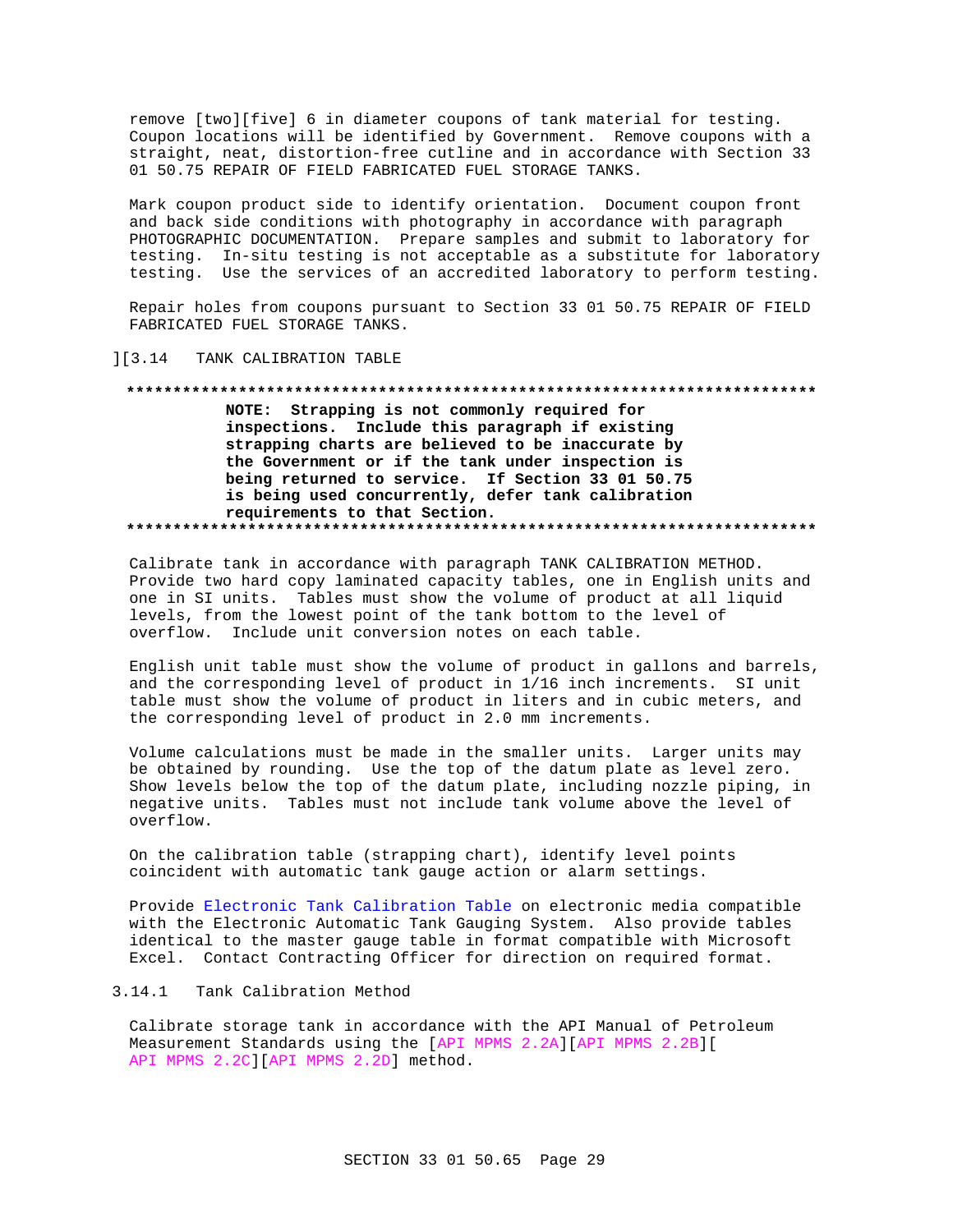remove [two][five] 6 in diameter coupons of tank material for testing. Coupon locations will be identified by Government. Remove coupons with a straight, neat, distortion-free cutline and in accordance with Section 33 01 50.75 REPAIR OF FIELD FABRICATED FUEL STORAGE TANKS.

Mark coupon product side to identify orientation. Document coupon front and back side conditions with photography in accordance with paragraph PHOTOGRAPHIC DOCUMENTATION. Prepare samples and submit to laboratory for testing. In-situ testing is not acceptable as a substitute for laboratory testing. Use the services of an accredited laboratory to perform testing.

Repair holes from coupons pursuant to Section 33 01 50.75 REPAIR OF FIELD FABRICATED FUEL STORAGE TANKS.

][3.14 TANK CALIBRATION TABLE

**************************************************************************

**NOTE: Strapping is not commonly required for inspections. Include this paragraph if existing strapping charts are believed to be inaccurate by the Government or if the tank under inspection is being returned to service. If Section 33 01 50.75 is being used concurrently, defer tank calibration requirements to that Section.**

**************************************************************************

Calibrate tank in accordance with paragraph TANK CALIBRATION METHOD. Provide two hard copy laminated capacity tables, one in English units and one in SI units. Tables must show the volume of product at all liquid levels, from the lowest point of the tank bottom to the level of overflow. Include unit conversion notes on each table.

English unit table must show the volume of product in gallons and barrels, and the corresponding level of product in 1/16 inch increments. SI unit table must show the volume of product in liters and in cubic meters, and the corresponding level of product in 2.0 mm increments.

Volume calculations must be made in the smaller units. Larger units may be obtained by rounding. Use the top of the datum plate as level zero. Show levels below the top of the datum plate, including nozzle piping, in negative units. Tables must not include tank volume above the level of overflow.

On the calibration table (strapping chart), identify level points coincident with automatic tank gauge action or alarm settings.

Provide Electronic Tank Calibration Table on electronic media compatible with the Electronic Automatic Tank Gauging System. Also provide tables identical to the master gauge table in format compatible with Microsoft Excel. Contact Contracting Officer for direction on required format.

3.14.1 Tank Calibration Method

Calibrate storage tank in accordance with the API Manual of Petroleum Measurement Standards using the [API MPMS 2.2A][API MPMS 2.2B][API MPMS 2.2C][API MPMS 2.2D] method.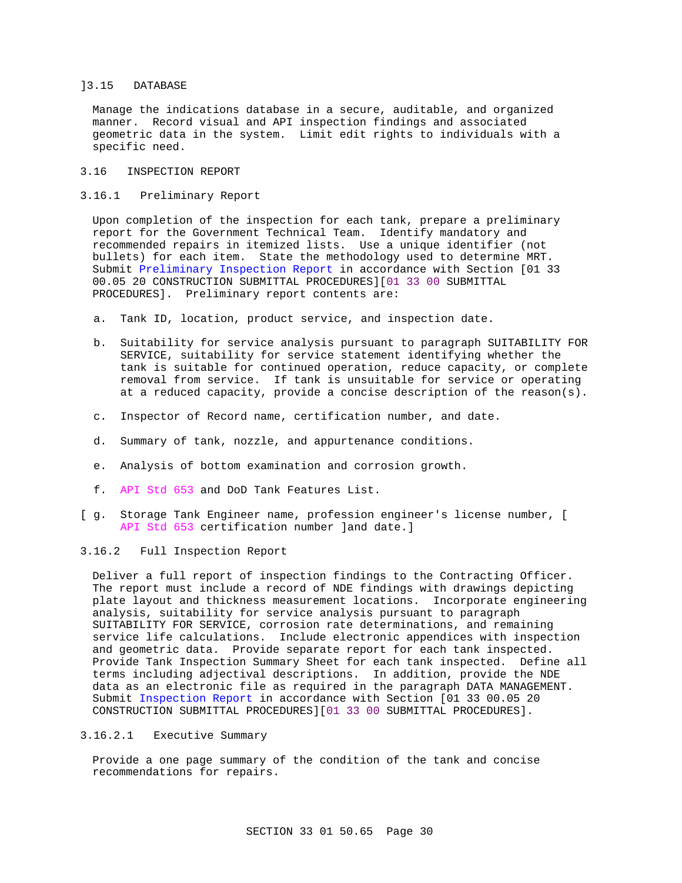]3.15 DATABASE

Manage the indications database in a secure, auditable, and organized manner. Record visual and API inspection findings and associated geometric data in the system. Limit edit rights to individuals with a specific need.

## 3.16 INSPECTION REPORT

### 3.16.1 Preliminary Report

Upon completion of the inspection for each tank, prepare a preliminary report for the Government Technical Team. Identify mandatory and recommended repairs in itemized lists. Use a unique identifier (not bullets) for each item. State the methodology used to determine MRT. Submit Preliminary Inspection Report in accordance with Section [01 33 00.05 20 CONSTRUCTION SUBMITTAL PROCEDURES][01 33 00 SUBMITTAL PROCEDURES]. Preliminary report contents are:

a. Tank ID, location, product service, and inspection date.

b. Suitability for service analysis pursuant to paragraph SUITABILITY FOR SERVICE, suitability for service statement identifying whether the tank is suitable for continued operation, reduce capacity, or complete removal from service. If tank is unsuitable for service or operating at a reduced capacity, provide a concise description of the reason(s).

c. Inspector of Record name, certification number, and date.

d. Summary of tank, nozzle, and appurtenance conditions.

e. Analysis of bottom examination and corrosion growth.

f. API Std 653 and DoD Tank Features List.

[ g. Storage Tank Engineer name, profession engineer's license number, [ API Std 653 certification number ]and date.]

### 3.16.2 Full Inspection Report

Deliver a full report of inspection findings to the Contracting Officer. The report must include a record of NDE findings with drawings depicting plate layout and thickness measurement locations. Incorporate engineering analysis, suitability for service analysis pursuant to paragraph SUITABILITY FOR SERVICE, corrosion rate determinations, and remaining service life calculations. Include electronic appendices with inspection and geometric data. Provide separate report for each tank inspected. Provide Tank Inspection Summary Sheet for each tank inspected. Define all terms including adjectival descriptions. In addition, provide the NDE data as an electronic file as required in the paragraph DATA MANAGEMENT. Submit Inspection Report in accordance with Section [01 33 00.05 20 CONSTRUCTION SUBMITTAL PROCEDURES][01 33 00 SUBMITTAL PROCEDURES].

#### 3.16.2.1 Executive Summary

Provide a one page summary of the condition of the tank and concise recommendations for repairs.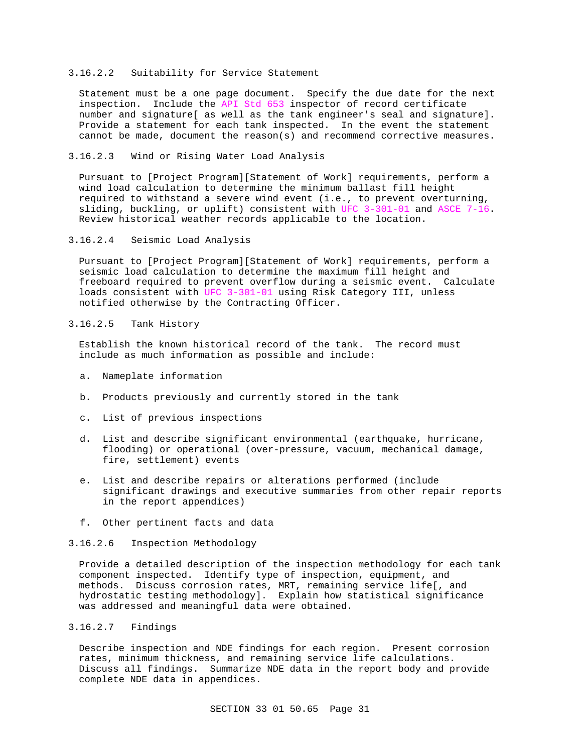#### 3.16.2.2 Suitability for Service Statement

Statement must be a one page document. Specify the due date for the next inspection. Include the API Std 653 inspector of record certificate number and signature[ as well as the tank engineer's seal and signature]. Provide a statement for each tank inspected. In the event the statement cannot be made, document the reason(s) and recommend corrective measures.

#### 3.16.2.3 Wind or Rising Water Load Analysis

Pursuant to [Project Program][Statement of Work] requirements, perform a wind load calculation to determine the minimum ballast fill height required to withstand a severe wind event (i.e., to prevent overturning, sliding, buckling, or uplift) consistent with UFC 3-301-01 and ASCE 7-16. Review historical weather records applicable to the location.

#### 3.16.2.4 Seismic Load Analysis

Pursuant to [Project Program][Statement of Work] requirements, perform a seismic load calculation to determine the maximum fill height and freeboard required to prevent overflow during a seismic event. Calculate loads consistent with UFC 3-301-01 using Risk Category III, unless notified otherwise by the Contracting Officer.

#### 3.16.2.5 Tank History

Establish the known historical record of the tank. The record must include as much information as possible and include:

a. Nameplate information

b. Products previously and currently stored in the tank

c. List of previous inspections

d. List and describe significant environmental (earthquake, hurricane, flooding) or operational (over-pressure, vacuum, mechanical damage, fire, settlement) events

e. List and describe repairs or alterations performed (include significant drawings and executive summaries from other repair reports in the report appendices)

f. Other pertinent facts and data

#### 3.16.2.6 Inspection Methodology

Provide a detailed description of the inspection methodology for each tank component inspected. Identify type of inspection, equipment, and methods. Discuss corrosion rates, MRT, remaining service life[, and hydrostatic testing methodology]. Explain how statistical significance was addressed and meaningful data were obtained.

#### 3.16.2.7 Findings

Describe inspection and NDE findings for each region. Present corrosion rates, minimum thickness, and remaining service life calculations. Discuss all findings. Summarize NDE data in the report body and provide complete NDE data in appendices.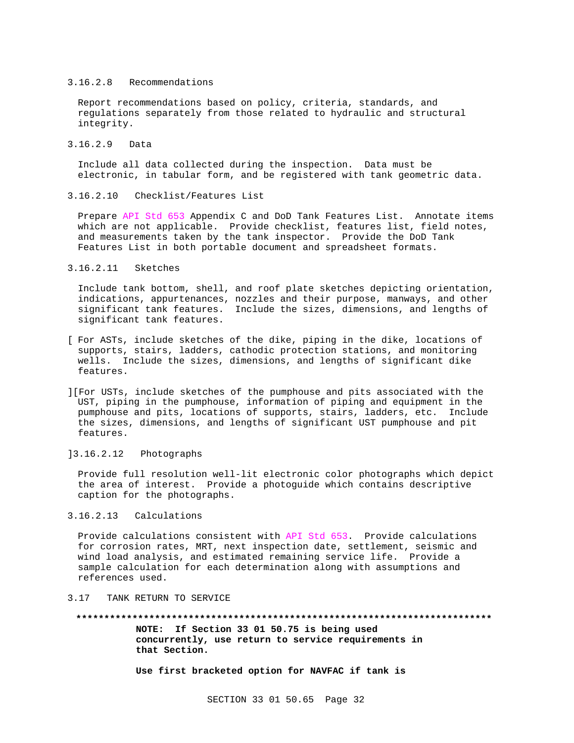#### 3.16.2.8 Recommendations

Report recommendations based on policy, criteria, standards, and regulations separately from those related to hydraulic and structural integrity.

#### 3.16.2.9 Data

Include all data collected during the inspection. Data must be electronic, in tabular form, and be registered with tank geometric data.

#### 3.16.2.10 Checklist/Features List

Prepare API Std 653 Appendix C and DoD Tank Features List. Annotate items which are not applicable. Provide checklist, features list, field notes, and measurements taken by the tank inspector. Provide the DoD Tank Features List in both portable document and spreadsheet formats.

#### 3.16.2.11 Sketches

Include tank bottom, shell, and roof plate sketches depicting orientation, indications, appurtenances, nozzles and their purpose, manways, and other significant tank features. Include the sizes, dimensions, and lengths of significant tank features.

[ For ASTs, include sketches of the dike, piping in the dike, locations of supports, stairs, ladders, cathodic protection stations, and monitoring wells. Include the sizes, dimensions, and lengths of significant dike features.

][For USTs, include sketches of the pumphouse and pits associated with the UST, piping in the pumphouse, information of piping and equipment in the pumphouse and pits, locations of supports, stairs, ladders, etc. Include the sizes, dimensions, and lengths of significant UST pumphouse and pit features.

]3.16.2.12 Photographs

Provide full resolution well-lit electronic color photographs which depict the area of interest. Provide a photoguide which contains descriptive caption for the photographs.

#### 3.16.2.13 Calculations

Provide calculations consistent with API Std 653. Provide calculations for corrosion rates, MRT, next inspection date, settlement, seismic and wind load analysis, and estimated remaining service life. Provide a sample calculation for each determination along with assumptions and references used.

### 3.17 TANK RETURN TO SERVICE

**************************************************************************

**NOTE: If Section 33 01 50.75 is being used concurrently, use return to service requirements in that Section.**

**Use first bracketed option for NAVFAC if tank is**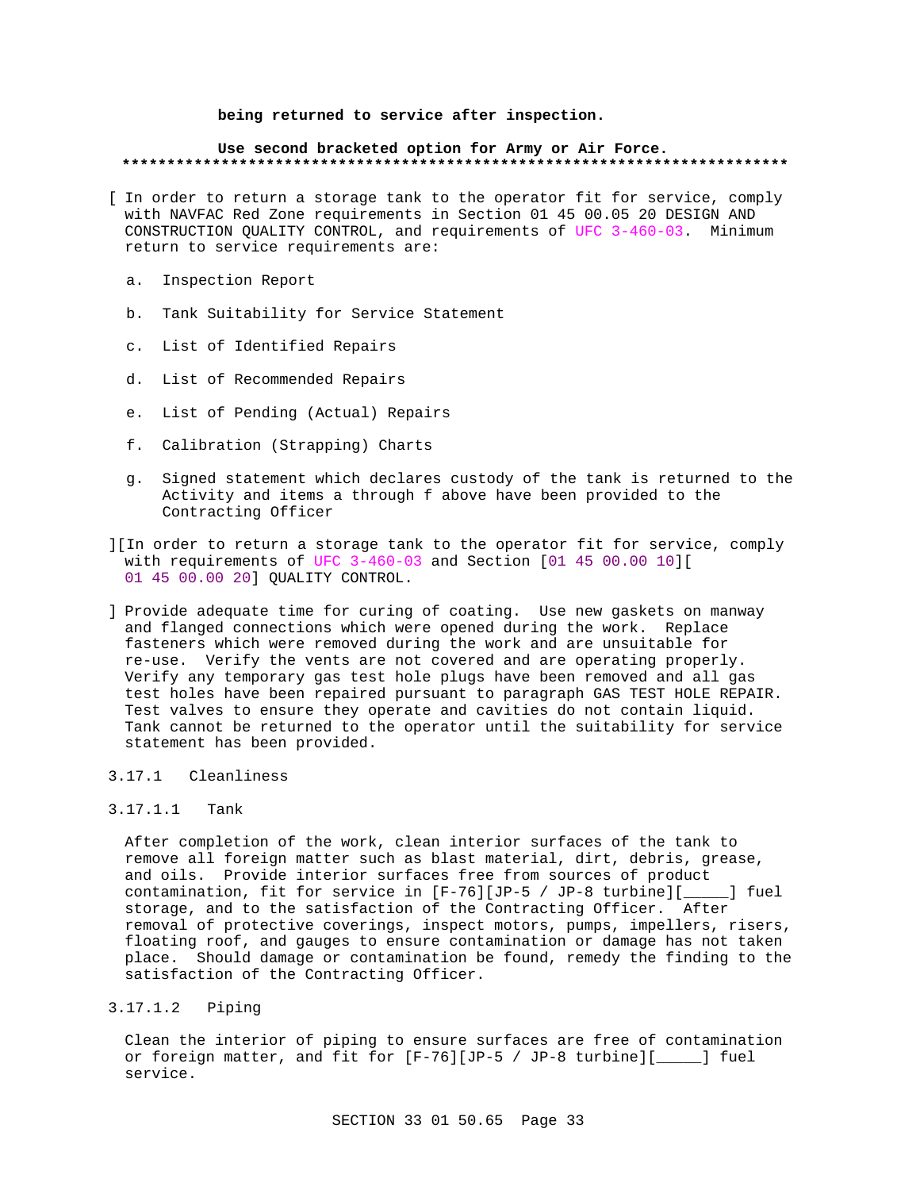**being returned to service after inspection.**

**Use second bracketed option for Army or Air Force.**
**************************************************************************

[ In order to return a storage tank to the operator fit for service, comply with NAVFAC Red Zone requirements in Section 01 45 00.05 20 DESIGN AND CONSTRUCTION QUALITY CONTROL, and requirements of UFC 3-460-03. Minimum return to service requirements are:

a. Inspection Report

b. Tank Suitability for Service Statement

c. List of Identified Repairs

d. List of Recommended Repairs

e. List of Pending (Actual) Repairs

f. Calibration (Strapping) Charts

g. Signed statement which declares custody of the tank is returned to the Activity and items a through f above have been provided to the Contracting Officer

][In order to return a storage tank to the operator fit for service, comply with requirements of UFC 3-460-03 and Section [01 45 00.00 10][ 01 45 00.00 20] QUALITY CONTROL.

] Provide adequate time for curing of coating. Use new gaskets on manway and flanged connections which were opened during the work. Replace fasteners which were removed during the work and are unsuitable for re-use. Verify the vents are not covered and are operating properly. Verify any temporary gas test hole plugs have been removed and all gas test holes have been repaired pursuant to paragraph GAS TEST HOLE REPAIR. Test valves to ensure they operate and cavities do not contain liquid. Tank cannot be returned to the operator until the suitability for service statement has been provided.

3.17.1 Cleanliness

3.17.1.1 Tank

After completion of the work, clean interior surfaces of the tank to remove all foreign matter such as blast material, dirt, debris, grease, and oils. Provide interior surfaces free from sources of product contamination, fit for service in [F-76][JP-5 / JP-8 turbine][_____] fuel storage, and to the satisfaction of the Contracting Officer. After removal of protective coverings, inspect motors, pumps, impellers, risers, floating roof, and gauges to ensure contamination or damage has not taken place. Should damage or contamination be found, remedy the finding to the satisfaction of the Contracting Officer.

3.17.1.2 Piping

Clean the interior of piping to ensure surfaces are free of contamination or foreign matter, and fit for [F-76][JP-5 / JP-8 turbine][_____] fuel service.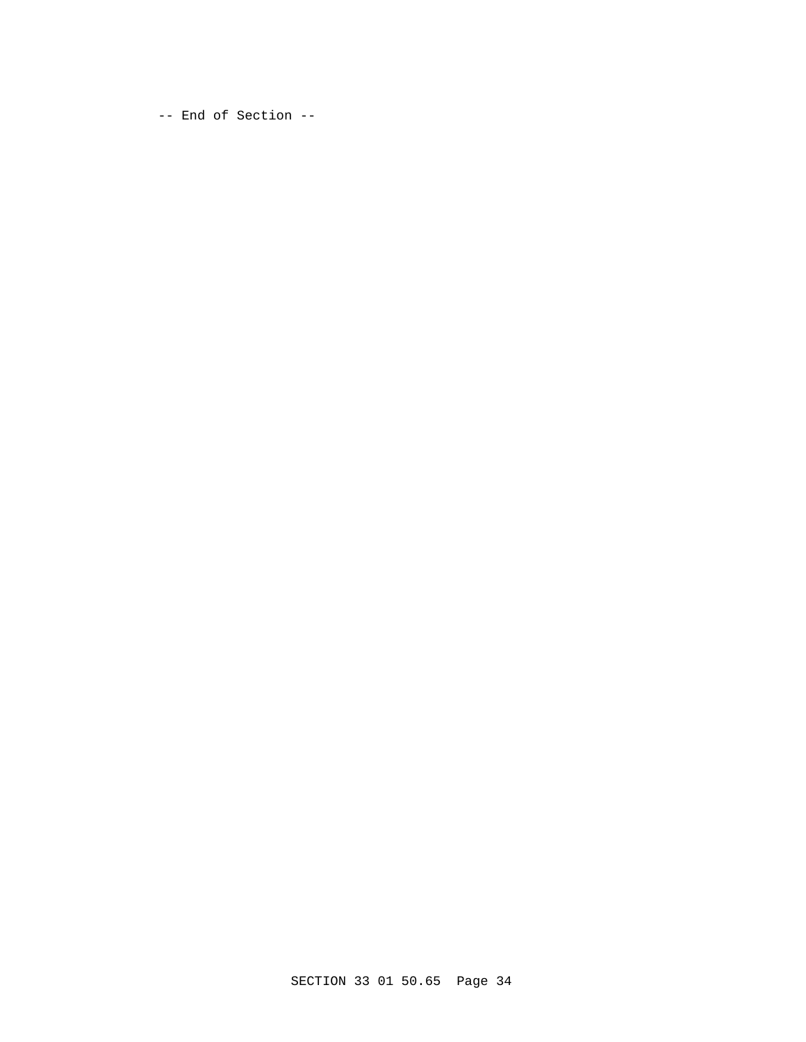-- End of Section --